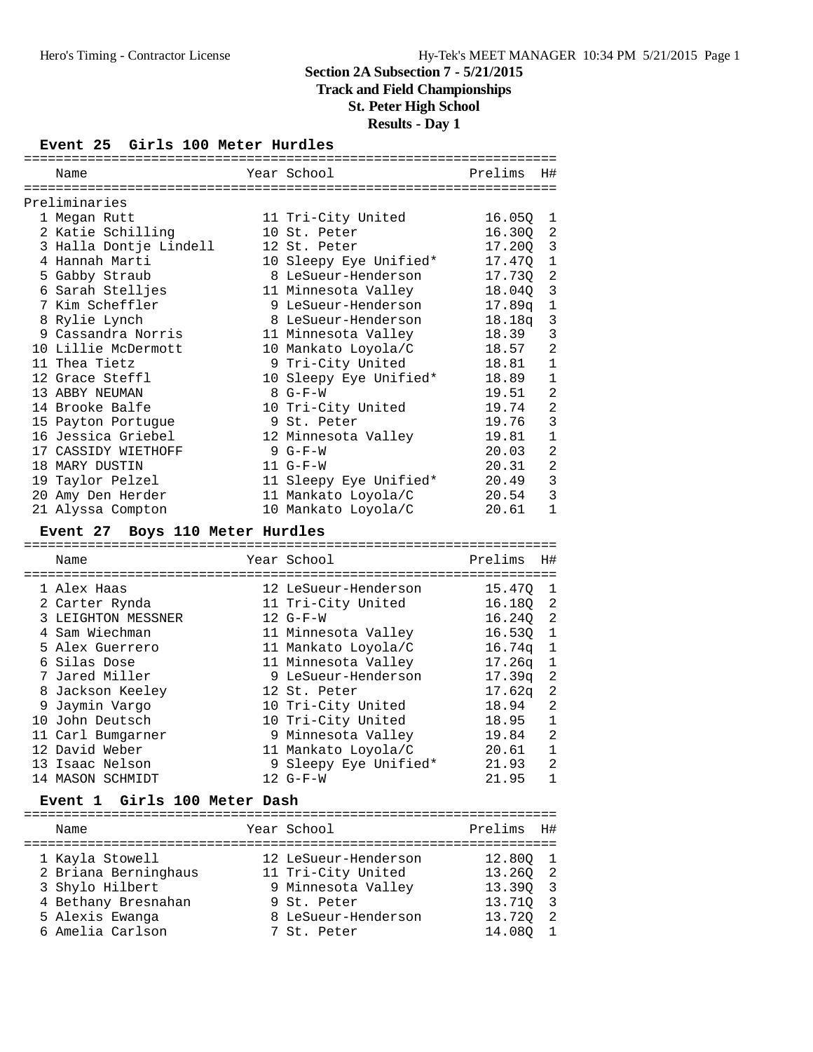# Section 2A Subsection 7 - 5/21/2015

## Track and Field Championships

## St. Peter High School

## Results - Day 1

### Event 25 Girls 100 Meter Hurdles

| | Name | Year | School | Prelims | H# |
|---|---|---|---|---|---|
| **Preliminaries** | | | | | |
| 1 | Megan Rutt | 11 | Tri-City United | 16.05Q | 1 |
| 2 | Katie Schilling | 10 | St. Peter | 16.30Q | 2 |
| 3 | Halla Dontje Lindell | 12 | St. Peter | 17.20Q | 3 |
| 4 | Hannah Marti | 10 | Sleepy Eye Unified* | 17.47Q | 1 |
| 5 | Gabby Straub | 8 | LeSueur-Henderson | 17.73Q | 2 |
| 6 | Sarah Stelljes | 11 | Minnesota Valley | 18.04Q | 3 |
| 7 | Kim Scheffler | 9 | LeSueur-Henderson | 17.89q | 1 |
| 8 | Rylie Lynch | 8 | LeSueur-Henderson | 18.18q | 3 |
| 9 | Cassandra Norris | 11 | Minnesota Valley | 18.39 | 3 |
| 10 | Lillie McDermott | 10 | Mankato Loyola/C | 18.57 | 2 |
| 11 | Thea Tietz | 9 | Tri-City United | 18.81 | 1 |
| 12 | Grace Steffl | 10 | Sleepy Eye Unified* | 18.89 | 1 |
| 13 | ABBY NEUMAN | 8 | G-F-W | 19.51 | 2 |
| 14 | Brooke Balfe | 10 | Tri-City United | 19.74 | 2 |
| 15 | Payton Portugue | 9 | St. Peter | 19.76 | 3 |
| 16 | Jessica Griebel | 12 | Minnesota Valley | 19.81 | 1 |
| 17 | CASSIDY WIETHOFF | 9 | G-F-W | 20.03 | 2 |
| 18 | MARY DUSTIN | 11 | G-F-W | 20.31 | 2 |
| 19 | Taylor Pelzel | 11 | Sleepy Eye Unified* | 20.49 | 3 |
| 20 | Amy Den Herder | 11 | Mankato Loyola/C | 20.54 | 3 |
| 21 | Alyssa Compton | 10 | Mankato Loyola/C | 20.61 | 1 |

### Event 27 Boys 110 Meter Hurdles

| | Name | Year | School | Prelims | H# |
|---|---|---|---|---|---|
| 1 | Alex Haas | 12 | LeSueur-Henderson | 15.47Q | 1 |
| 2 | Carter Rynda | 11 | Tri-City United | 16.18Q | 2 |
| 3 | LEIGHTON MESSNER | 12 | G-F-W | 16.24Q | 2 |
| 4 | Sam Wiechman | 11 | Minnesota Valley | 16.53Q | 1 |
| 5 | Alex Guerrero | 11 | Mankato Loyola/C | 16.74q | 1 |
| 6 | Silas Dose | 11 | Minnesota Valley | 17.26q | 1 |
| 7 | Jared Miller | 9 | LeSueur-Henderson | 17.39q | 2 |
| 8 | Jackson Keeley | 12 | St. Peter | 17.62q | 2 |
| 9 | Jaymin Vargo | 10 | Tri-City United | 18.94 | 2 |
| 10 | John Deutsch | 10 | Tri-City United | 18.95 | 1 |
| 11 | Carl Bumgarner | 9 | Minnesota Valley | 19.84 | 2 |
| 12 | David Weber | 11 | Mankato Loyola/C | 20.61 | 1 |
| 13 | Isaac Nelson | 9 | Sleepy Eye Unified* | 21.93 | 2 |
| 14 | MASON SCHMIDT | 12 | G-F-W | 21.95 | 1 |

### Event 1 Girls 100 Meter Dash

| | Name | Year | School | Prelims | H# |
|---|---|---|---|---|---|
| 1 | Kayla Stowell | 12 | LeSueur-Henderson | 12.80Q | 1 |
| 2 | Briana Berninghaus | 11 | Tri-City United | 13.26Q | 2 |
| 3 | Shylo Hilbert | 9 | Minnesota Valley | 13.39Q | 3 |
| 4 | Bethany Bresnahan | 9 | St. Peter | 13.71Q | 3 |
| 5 | Alexis Ewanga | 8 | LeSueur-Henderson | 13.72Q | 2 |
| 6 | Amelia Carlson | 7 | St. Peter | 14.08Q | 1 |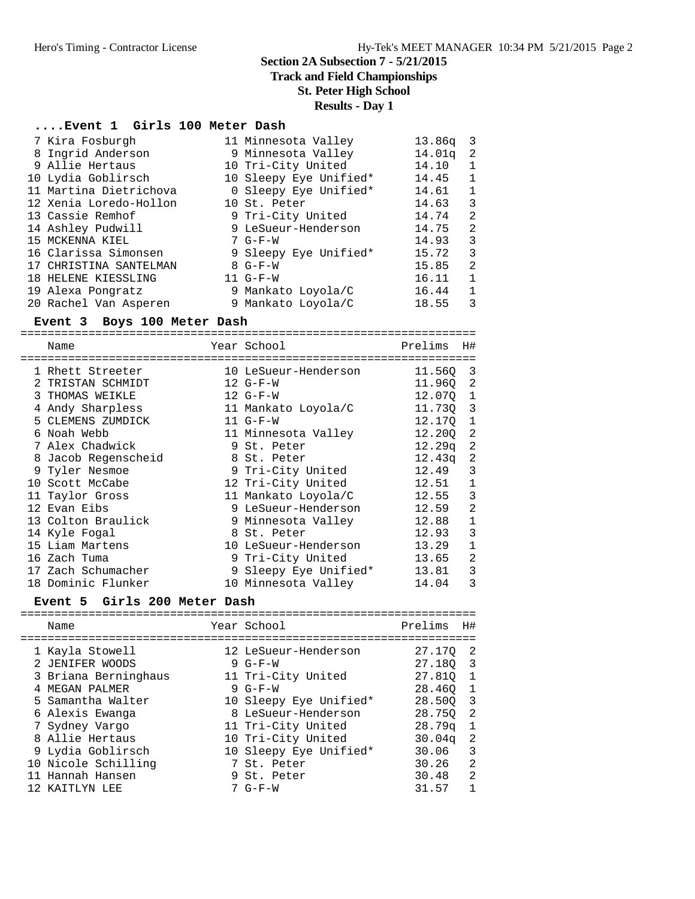# Section 2A Subsection 7 - 5/21/2015
## Track and Field Championships
## St. Peter High School
## Results - Day 1

### ....Event 1 Girls 100 Meter Dash

| Place | Name | Year | School | Prelims | H# |
|---|---|---|---|---|---|
| 7 | Kira Fosburgh | 11 | Minnesota Valley | 13.86q | 3 |
| 8 | Ingrid Anderson | 9 | Minnesota Valley | 14.01q | 2 |
| 9 | Allie Hertaus | 10 | Tri-City United | 14.10 | 1 |
| 10 | Lydia Goblirsch | 10 | Sleepy Eye Unified* | 14.45 | 1 |
| 11 | Martina Dietrichova | 0 | Sleepy Eye Unified* | 14.61 | 1 |
| 12 | Xenia Loredo-Hollon | 10 | St. Peter | 14.63 | 3 |
| 13 | Cassie Remhof | 9 | Tri-City United | 14.74 | 2 |
| 14 | Ashley Pudwill | 9 | LeSueur-Henderson | 14.75 | 2 |
| 15 | MCKENNA KIEL | 7 | G-F-W | 14.93 | 3 |
| 16 | Clarissa Simonsen | 9 | Sleepy Eye Unified* | 15.72 | 3 |
| 17 | CHRISTINA SANTELMAN | 8 | G-F-W | 15.85 | 2 |
| 18 | HELENE KIESSLING | 11 | G-F-W | 16.11 | 1 |
| 19 | Alexa Pongratz | 9 | Mankato Loyola/C | 16.44 | 1 |
| 20 | Rachel Van Asperen | 9 | Mankato Loyola/C | 18.55 | 3 |

### Event 3 Boys 100 Meter Dash

| Place | Name | Year | School | Prelims | H# |
|---|---|---|---|---|---|
| 1 | Rhett Streeter | 10 | LeSueur-Henderson | 11.56Q | 3 |
| 2 | TRISTAN SCHMIDT | 12 | G-F-W | 11.96Q | 2 |
| 3 | THOMAS WEIKLE | 12 | G-F-W | 12.07Q | 1 |
| 4 | Andy Sharpless | 11 | Mankato Loyola/C | 11.73Q | 3 |
| 5 | CLEMENS ZUMDICK | 11 | G-F-W | 12.17Q | 1 |
| 6 | Noah Webb | 11 | Minnesota Valley | 12.20Q | 2 |
| 7 | Alex Chadwick | 9 | St. Peter | 12.29q | 2 |
| 8 | Jacob Regenscheid | 8 | St. Peter | 12.43q | 2 |
| 9 | Tyler Nesmoe | 9 | Tri-City United | 12.49 | 3 |
| 10 | Scott McCabe | 12 | Tri-City United | 12.51 | 1 |
| 11 | Taylor Gross | 11 | Mankato Loyola/C | 12.55 | 3 |
| 12 | Evan Eibs | 9 | LeSueur-Henderson | 12.59 | 2 |
| 13 | Colton Braulick | 9 | Minnesota Valley | 12.88 | 1 |
| 14 | Kyle Fogal | 8 | St. Peter | 12.93 | 3 |
| 15 | Liam Martens | 10 | LeSueur-Henderson | 13.29 | 1 |
| 16 | Zach Tuma | 9 | Tri-City United | 13.65 | 2 |
| 17 | Zach Schumacher | 9 | Sleepy Eye Unified* | 13.81 | 3 |
| 18 | Dominic Flunker | 10 | Minnesota Valley | 14.04 | 3 |

### Event 5 Girls 200 Meter Dash

| Place | Name | Year | School | Prelims | H# |
|---|---|---|---|---|---|
| 1 | Kayla Stowell | 12 | LeSueur-Henderson | 27.17Q | 2 |
| 2 | JENIFER WOODS | 9 | G-F-W | 27.18Q | 3 |
| 3 | Briana Berninghaus | 11 | Tri-City United | 27.81Q | 1 |
| 4 | MEGAN PALMER | 9 | G-F-W | 28.46Q | 1 |
| 5 | Samantha Walter | 10 | Sleepy Eye Unified* | 28.50Q | 3 |
| 6 | Alexis Ewanga | 8 | LeSueur-Henderson | 28.75Q | 2 |
| 7 | Sydney Vargo | 11 | Tri-City United | 28.79q | 1 |
| 8 | Allie Hertaus | 10 | Tri-City United | 30.04q | 2 |
| 9 | Lydia Goblirsch | 10 | Sleepy Eye Unified* | 30.06 | 3 |
| 10 | Nicole Schilling | 7 | St. Peter | 30.26 | 2 |
| 11 | Hannah Hansen | 9 | St. Peter | 30.48 | 2 |
| 12 | KAITLYN LEE | 7 | G-F-W | 31.57 | 1 |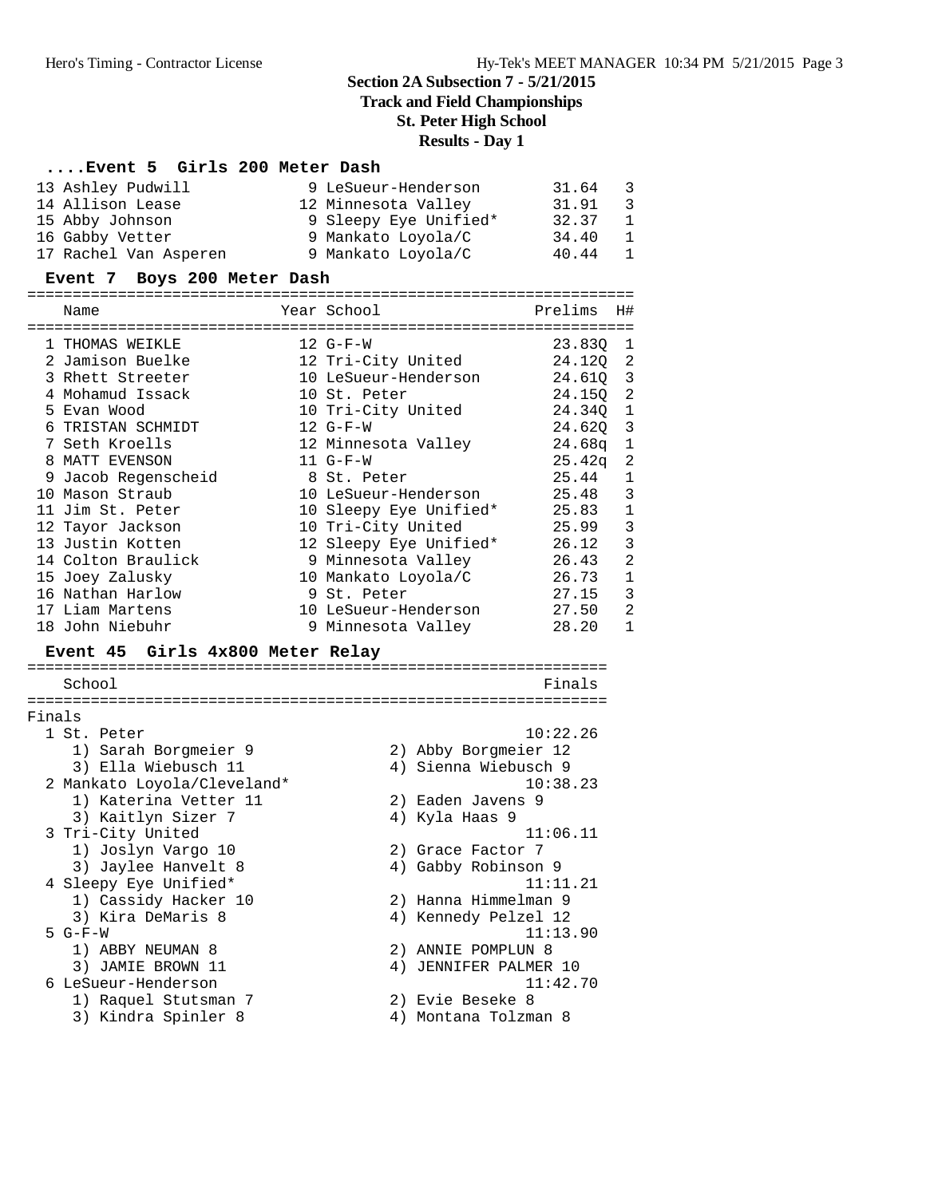# Section 2A Subsection 7 - 5/21/2015
## Track and Field Championships
## St. Peter High School
## Results - Day 1

### ....Event 5 Girls 200 Meter Dash

| Place | Name | Year | School | Prelims | H# |
|---|---|---|---|---|---|
| 13 | Ashley Pudwill | 9 | LeSueur-Henderson | 31.64 | 3 |
| 14 | Allison Lease | 12 | Minnesota Valley | 31.91 | 3 |
| 15 | Abby Johnson | 9 | Sleepy Eye Unified* | 32.37 | 1 |
| 16 | Gabby Vetter | 9 | Mankato Loyola/C | 34.40 | 1 |
| 17 | Rachel Van Asperen | 9 | Mankato Loyola/C | 40.44 | 1 |

### Event 7 Boys 200 Meter Dash

| Place | Name | Year | School | Prelims | H# |
|---|---|---|---|---|---|
| 1 | THOMAS WEIKLE | 12 | G-F-W | 23.83Q | 1 |
| 2 | Jamison Buelke | 12 | Tri-City United | 24.12Q | 2 |
| 3 | Rhett Streeter | 10 | LeSueur-Henderson | 24.61Q | 3 |
| 4 | Mohamud Issack | 10 | St. Peter | 24.15Q | 2 |
| 5 | Evan Wood | 10 | Tri-City United | 24.34Q | 1 |
| 6 | TRISTAN SCHMIDT | 12 | G-F-W | 24.62Q | 3 |
| 7 | Seth Kroells | 12 | Minnesota Valley | 24.68q | 1 |
| 8 | MATT EVENSON | 11 | G-F-W | 25.42q | 2 |
| 9 | Jacob Regenscheid | 8 | St. Peter | 25.44 | 1 |
| 10 | Mason Straub | 10 | LeSueur-Henderson | 25.48 | 3 |
| 11 | Jim St. Peter | 10 | Sleepy Eye Unified* | 25.83 | 1 |
| 12 | Tayor Jackson | 10 | Tri-City United | 25.99 | 3 |
| 13 | Justin Kotten | 12 | Sleepy Eye Unified* | 26.12 | 3 |
| 14 | Colton Braulick | 9 | Minnesota Valley | 26.43 | 2 |
| 15 | Joey Zalusky | 10 | Mankato Loyola/C | 26.73 | 1 |
| 16 | Nathan Harlow | 9 | St. Peter | 27.15 | 3 |
| 17 | Liam Martens | 10 | LeSueur-Henderson | 27.50 | 2 |
| 18 | John Niebuhr | 9 | Minnesota Valley | 28.20 | 1 |

### Event 45 Girls 4x800 Meter Relay

Finals

| Place | School | Finals |
|---|---|---|
| 1 | St. Peter | 10:22.26 |
| | 1) Sarah Borgmeier 9; 2) Abby Borgmeier 12; 3) Ella Wiebusch 11; 4) Sienna Wiebusch 9 | |
| 2 | Mankato Loyola/Cleveland* | 10:38.23 |
| | 1) Katerina Vetter 11; 2) Eaden Javens 9; 3) Kaitlyn Sizer 7; 4) Kyla Haas 9 | |
| 3 | Tri-City United | 11:06.11 |
| | 1) Joslyn Vargo 10; 2) Grace Factor 7; 3) Jaylee Hanvelt 8; 4) Gabby Robinson 9 | |
| 4 | Sleepy Eye Unified* | 11:11.21 |
| | 1) Cassidy Hacker 10; 2) Hanna Himmelman 9; 3) Kira DeMaris 8; 4) Kennedy Pelzel 12 | |
| 5 | G-F-W | 11:13.90 |
| | 1) ABBY NEUMAN 8; 2) ANNIE POMPLUN 8; 3) JAMIE BROWN 11; 4) JENNIFER PALMER 10 | |
| 6 | LeSueur-Henderson | 11:42.70 |
| | 1) Raquel Stutsman 7; 2) Evie Beseke 8; 3) Kindra Spinler 8; 4) Montana Tolzman 8 | |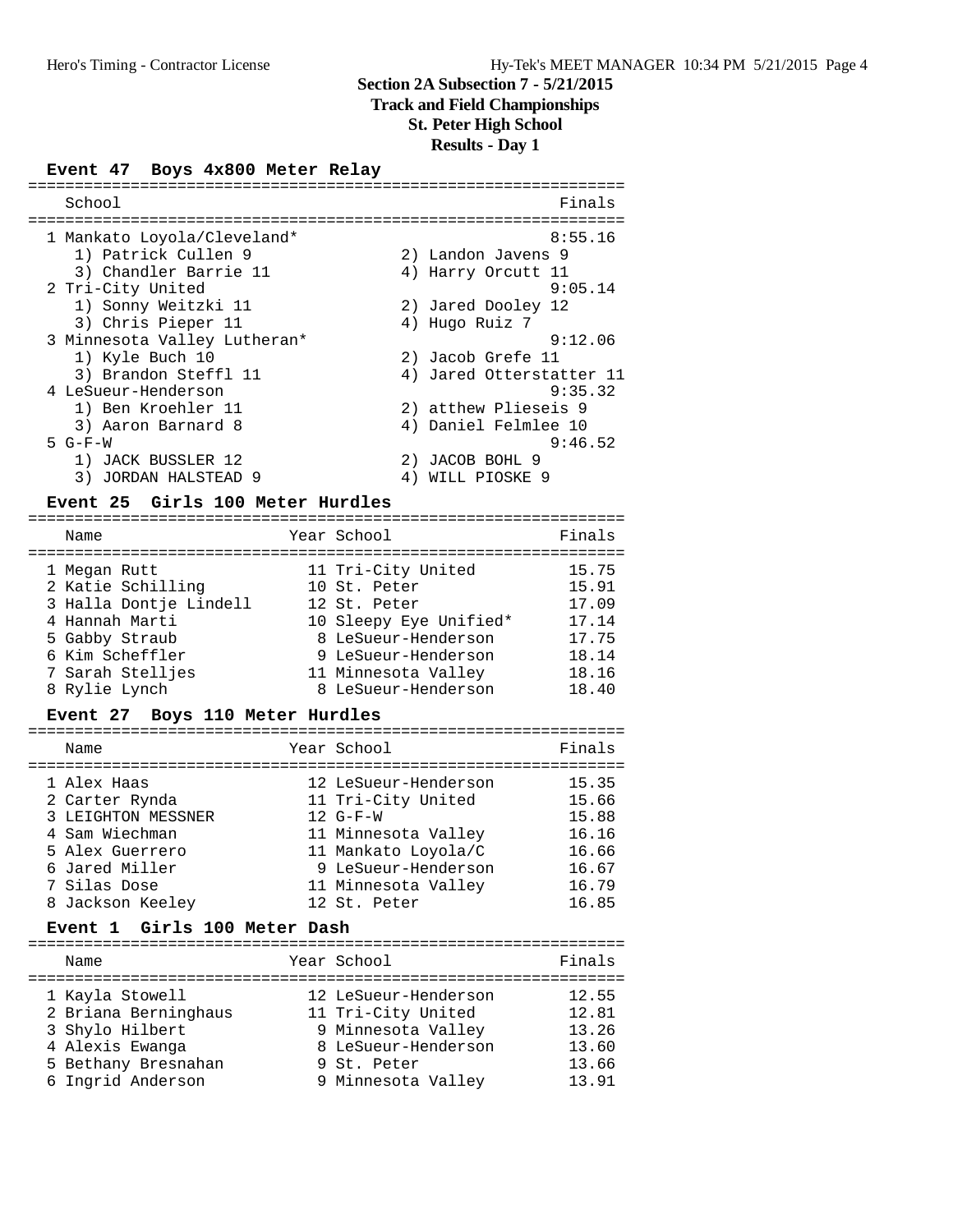# Section 2A Subsection 7 - 5/21/2015
## Track and Field Championships
## St. Peter High School
## Results - Day 1

### Event 47 Boys 4x800 Meter Relay

| School | Finals |
|---|---|
| 1 Mankato Loyola/Cleveland* | 8:55.16 |
| 1) Patrick Cullen 9; 2) Landon Javens 9; 3) Chandler Barrie 11; 4) Harry Orcutt 11 | |
| 2 Tri-City United | 9:05.14 |
| 1) Sonny Weitzki 11; 2) Jared Dooley 12; 3) Chris Pieper 11; 4) Hugo Ruiz 7 | |
| 3 Minnesota Valley Lutheran* | 9:12.06 |
| 1) Kyle Buch 10; 2) Jacob Grefe 11; 3) Brandon Steffl 11; 4) Jared Otterstatter 11 | |
| 4 LeSueur-Henderson | 9:35.32 |
| 1) Ben Kroehler 11; 2) atthew Plieseis 9; 3) Aaron Barnard 8; 4) Daniel Felmlee 10 | |
| 5 G-F-W | 9:46.52 |
| 1) JACK BUSSLER 12; 2) JACOB BOHL 9; 3) JORDAN HALSTEAD 9; 4) WILL PIOSKE 9 | |

### Event 25 Girls 100 Meter Hurdles

| Name | Year | School | Finals |
|---|---|---|---|
| 1 Megan Rutt | 11 | Tri-City United | 15.75 |
| 2 Katie Schilling | 10 | St. Peter | 15.91 |
| 3 Halla Dontje Lindell | 12 | St. Peter | 17.09 |
| 4 Hannah Marti | 10 | Sleepy Eye Unified* | 17.14 |
| 5 Gabby Straub | 8 | LeSueur-Henderson | 17.75 |
| 6 Kim Scheffler | 9 | LeSueur-Henderson | 18.14 |
| 7 Sarah Stelljes | 11 | Minnesota Valley | 18.16 |
| 8 Rylie Lynch | 8 | LeSueur-Henderson | 18.40 |

### Event 27 Boys 110 Meter Hurdles

| Name | Year | School | Finals |
|---|---|---|---|
| 1 Alex Haas | 12 | LeSueur-Henderson | 15.35 |
| 2 Carter Rynda | 11 | Tri-City United | 15.66 |
| 3 LEIGHTON MESSNER | 12 | G-F-W | 15.88 |
| 4 Sam Wiechman | 11 | Minnesota Valley | 16.16 |
| 5 Alex Guerrero | 11 | Mankato Loyola/C | 16.66 |
| 6 Jared Miller | 9 | LeSueur-Henderson | 16.67 |
| 7 Silas Dose | 11 | Minnesota Valley | 16.79 |
| 8 Jackson Keeley | 12 | St. Peter | 16.85 |

### Event 1 Girls 100 Meter Dash

| Name | Year | School | Finals |
|---|---|---|---|
| 1 Kayla Stowell | 12 | LeSueur-Henderson | 12.55 |
| 2 Briana Berninghaus | 11 | Tri-City United | 12.81 |
| 3 Shylo Hilbert | 9 | Minnesota Valley | 13.26 |
| 4 Alexis Ewanga | 8 | LeSueur-Henderson | 13.60 |
| 5 Bethany Bresnahan | 9 | St. Peter | 13.66 |
| 6 Ingrid Anderson | 9 | Minnesota Valley | 13.91 |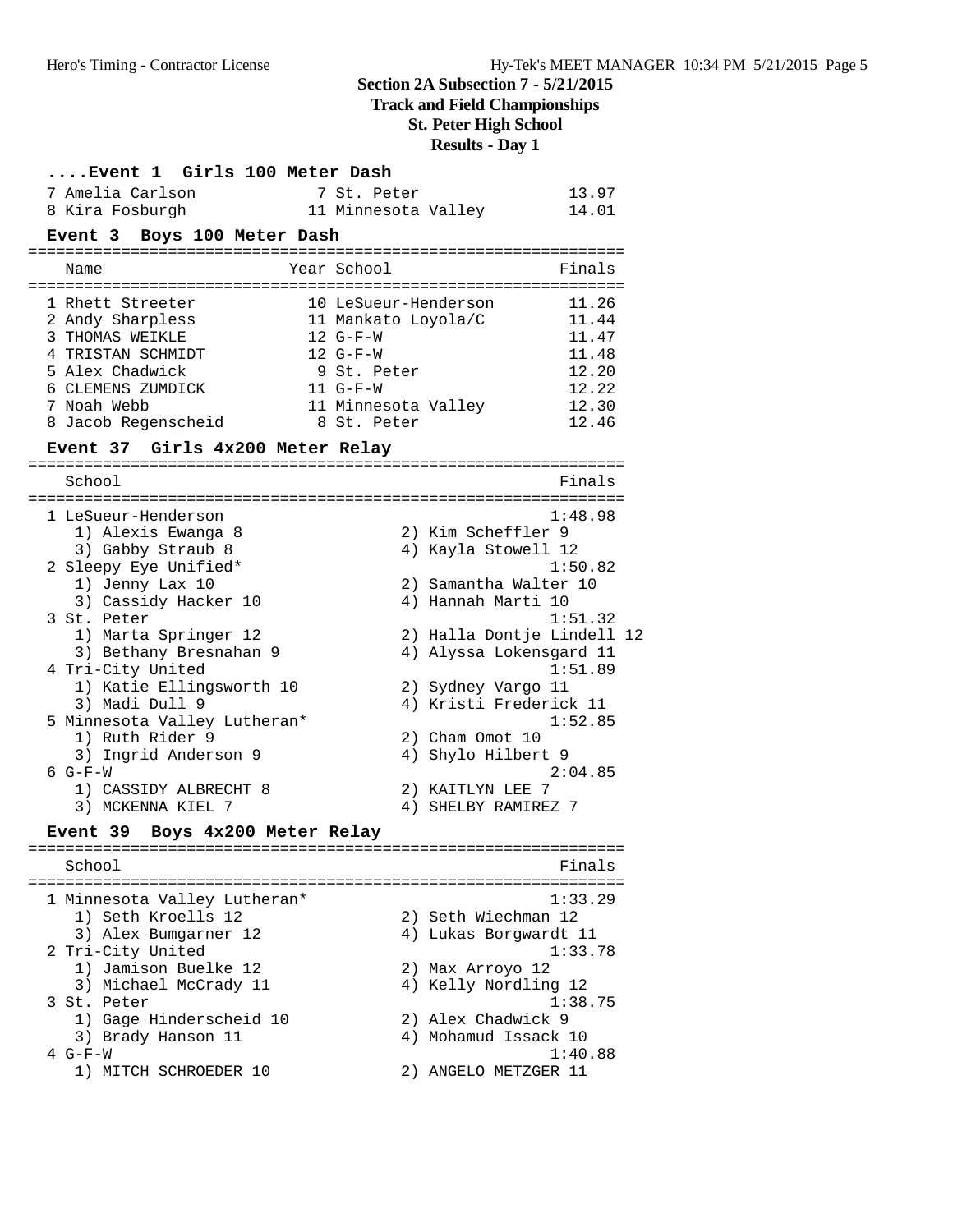**Section 2A Subsection 7 - 5/21/2015**
**Track and Field Championships**
**St. Peter High School**
**Results - Day 1**

### ....Event 1 Girls 100 Meter Dash

| Place | Name | Year | School | Finals |
|---|---|---|---|---|
| 7 | Amelia Carlson | 7 | St. Peter | 13.97 |
| 8 | Kira Fosburgh | 11 | Minnesota Valley | 14.01 |

### Event 3 Boys 100 Meter Dash

| Place | Name | Year | School | Finals |
|---|---|---|---|---|
| 1 | Rhett Streeter | 10 | LeSueur-Henderson | 11.26 |
| 2 | Andy Sharpless | 11 | Mankato Loyola/C | 11.44 |
| 3 | THOMAS WEIKLE | 12 | G-F-W | 11.47 |
| 4 | TRISTAN SCHMIDT | 12 | G-F-W | 11.48 |
| 5 | Alex Chadwick | 9 | St. Peter | 12.20 |
| 6 | CLEMENS ZUMDICK | 11 | G-F-W | 12.22 |
| 7 | Noah Webb | 11 | Minnesota Valley | 12.30 |
| 8 | Jacob Regenscheid | 8 | St. Peter | 12.46 |

### Event 37 Girls 4x200 Meter Relay

| Place | School | Finals |
|---|---|---|
| 1 | LeSueur-Henderson | 1:48.98 |
| | 1) Alexis Ewanga 8, 2) Kim Scheffler 9, 3) Gabby Straub 8, 4) Kayla Stowell 12 | |
| 2 | Sleepy Eye Unified* | 1:50.82 |
| | 1) Jenny Lax 10, 2) Samantha Walter 10, 3) Cassidy Hacker 10, 4) Hannah Marti 10 | |
| 3 | St. Peter | 1:51.32 |
| | 1) Marta Springer 12, 2) Halla Dontje Lindell 12, 3) Bethany Bresnahan 9, 4) Alyssa Lokensgard 11 | |
| 4 | Tri-City United | 1:51.89 |
| | 1) Katie Ellingsworth 10, 2) Sydney Vargo 11, 3) Madi Dull 9, 4) Kristi Frederick 11 | |
| 5 | Minnesota Valley Lutheran* | 1:52.85 |
| | 1) Ruth Rider 9, 2) Cham Omot 10, 3) Ingrid Anderson 9, 4) Shylo Hilbert 9 | |
| 6 | G-F-W | 2:04.85 |
| | 1) CASSIDY ALBRECHT 8, 2) KAITLYN LEE 7, 3) MCKENNA KIEL 7, 4) SHELBY RAMIREZ 7 | |

### Event 39 Boys 4x200 Meter Relay

| Place | School | Finals |
|---|---|---|
| 1 | Minnesota Valley Lutheran* | 1:33.29 |
| | 1) Seth Kroells 12, 2) Seth Wiechman 12, 3) Alex Bumgarner 12, 4) Lukas Borgwardt 11 | |
| 2 | Tri-City United | 1:33.78 |
| | 1) Jamison Buelke 12, 2) Max Arroyo 12, 3) Michael McCrady 11, 4) Kelly Nordling 12 | |
| 3 | St. Peter | 1:38.75 |
| | 1) Gage Hinderscheid 10, 2) Alex Chadwick 9, 3) Brady Hanson 11, 4) Mohamud Issack 10 | |
| 4 | G-F-W | 1:40.88 |
| | 1) MITCH SCHROEDER 10, 2) ANGELO METZGER 11 | |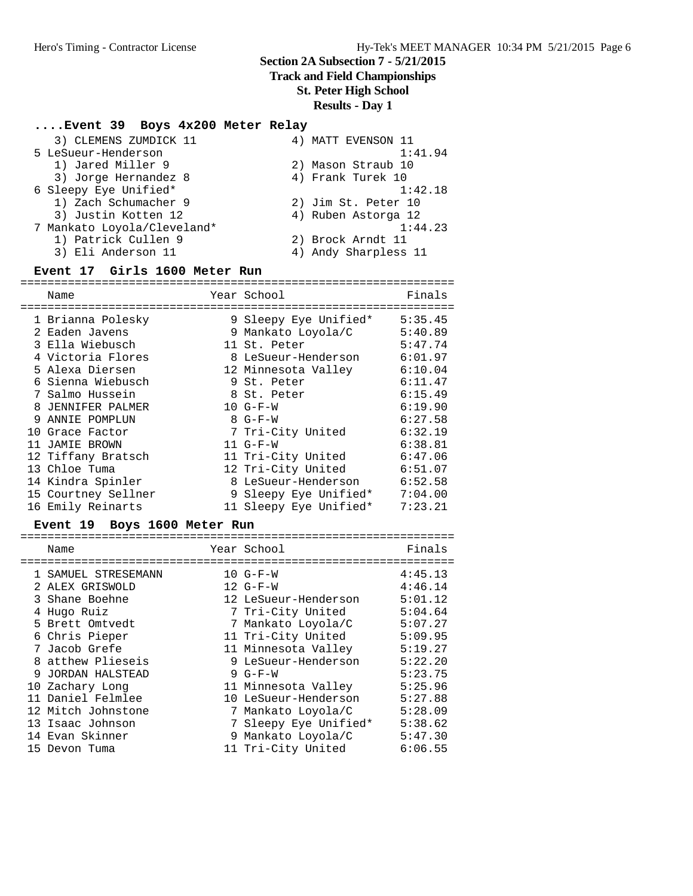## Section 2A Subsection 7 - 5/21/2015
## Track and Field Championships
## St. Peter High School
## Results - Day 1

### ....Event 39 Boys 4x200 Meter Relay

| Place | School | Finals |
|---|---|---|
| | 3) CLEMENS ZUMDICK 11; 4) MATT EVENSON 11 | |
| 5 | LeSueur-Henderson | 1:41.94 |
| | 1) Jared Miller 9; 2) Mason Straub 10; 3) Jorge Hernandez 8; 4) Frank Turek 10 | |
| 6 | Sleepy Eye Unified* | 1:42.18 |
| | 1) Zach Schumacher 9; 2) Jim St. Peter 10; 3) Justin Kotten 12; 4) Ruben Astorga 12 | |
| 7 | Mankato Loyola/Cleveland* | 1:44.23 |
| | 1) Patrick Cullen 9; 2) Brock Arndt 11; 3) Eli Anderson 11; 4) Andy Sharpless 11 | |

### Event 17 Girls 1600 Meter Run

| Place | Name | Year | School | Finals |
|---|---|---|---|---|
| 1 | Brianna Polesky | 9 | Sleepy Eye Unified* | 5:35.45 |
| 2 | Eaden Javens | 9 | Mankato Loyola/C | 5:40.89 |
| 3 | Ella Wiebusch | 11 | St. Peter | 5:47.74 |
| 4 | Victoria Flores | 8 | LeSueur-Henderson | 6:01.97 |
| 5 | Alexa Diersen | 12 | Minnesota Valley | 6:10.04 |
| 6 | Sienna Wiebusch | 9 | St. Peter | 6:11.47 |
| 7 | Salmo Hussein | 8 | St. Peter | 6:15.49 |
| 8 | JENNIFER PALMER | 10 | G-F-W | 6:19.90 |
| 9 | ANNIE POMPLUN | 8 | G-F-W | 6:27.58 |
| 10 | Grace Factor | 7 | Tri-City United | 6:32.19 |
| 11 | JAMIE BROWN | 11 | G-F-W | 6:38.81 |
| 12 | Tiffany Bratsch | 11 | Tri-City United | 6:47.06 |
| 13 | Chloe Tuma | 12 | Tri-City United | 6:51.07 |
| 14 | Kindra Spinler | 8 | LeSueur-Henderson | 6:52.58 |
| 15 | Courtney Sellner | 9 | Sleepy Eye Unified* | 7:04.00 |
| 16 | Emily Reinarts | 11 | Sleepy Eye Unified* | 7:23.21 |

### Event 19 Boys 1600 Meter Run

| Place | Name | Year | School | Finals |
|---|---|---|---|---|
| 1 | SAMUEL STRESEMANN | 10 | G-F-W | 4:45.13 |
| 2 | ALEX GRISWOLD | 12 | G-F-W | 4:46.14 |
| 3 | Shane Boehne | 12 | LeSueur-Henderson | 5:01.12 |
| 4 | Hugo Ruiz | 7 | Tri-City United | 5:04.64 |
| 5 | Brett Omtvedt | 7 | Mankato Loyola/C | 5:07.27 |
| 6 | Chris Pieper | 11 | Tri-City United | 5:09.95 |
| 7 | Jacob Grefe | 11 | Minnesota Valley | 5:19.27 |
| 8 | atthew Plieseis | 9 | LeSueur-Henderson | 5:22.20 |
| 9 | JORDAN HALSTEAD | 9 | G-F-W | 5:23.75 |
| 10 | Zachary Long | 11 | Minnesota Valley | 5:25.96 |
| 11 | Daniel Felmlee | 10 | LeSueur-Henderson | 5:27.88 |
| 12 | Mitch Johnstone | 7 | Mankato Loyola/C | 5:28.09 |
| 13 | Isaac Johnson | 7 | Sleepy Eye Unified* | 5:38.62 |
| 14 | Evan Skinner | 9 | Mankato Loyola/C | 5:47.30 |
| 15 | Devon Tuma | 11 | Tri-City United | 6:06.55 |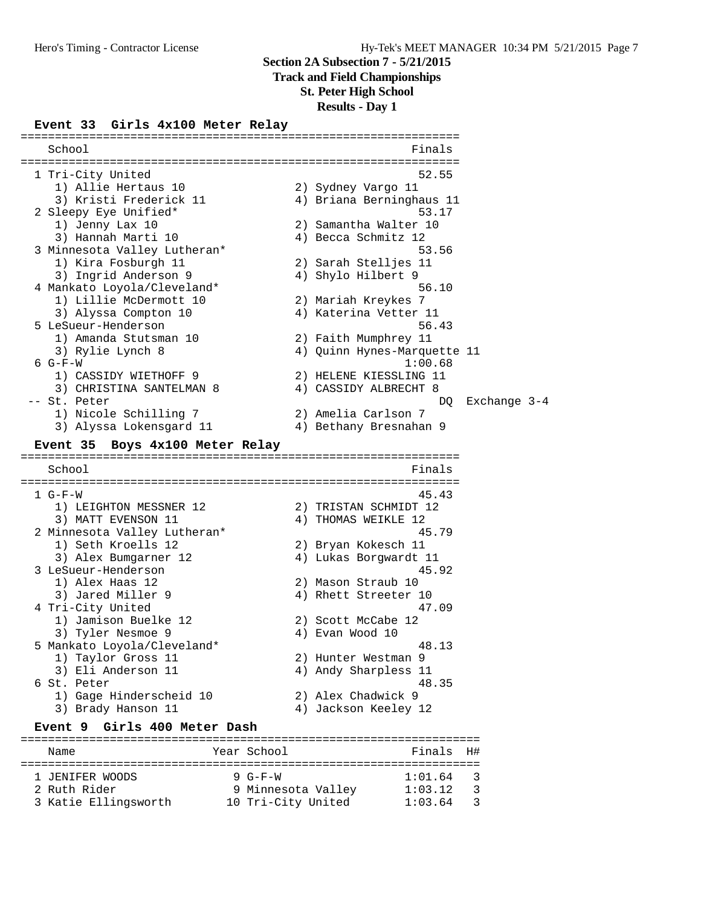## Section 2A Subsection 7 - 5/21/2015
## Track and Field Championships
## St. Peter High School
## Results - Day 1

### Event 33 Girls 4x100 Meter Relay

| Place | School | Finals | |
|---|---|---|---|
| 1 | Tri-City United | 52.55 | |
| | 1) Allie Hertaus 10; 2) Sydney Vargo 11; 3) Kristi Frederick 11; 4) Briana Berninghaus 11 | | |
| 2 | Sleepy Eye Unified* | 53.17 | |
| | 1) Jenny Lax 10; 2) Samantha Walter 10; 3) Hannah Marti 10; 4) Becca Schmitz 12 | | |
| 3 | Minnesota Valley Lutheran* | 53.56 | |
| | 1) Kira Fosburgh 11; 2) Sarah Stelljes 11; 3) Ingrid Anderson 9; 4) Shylo Hilbert 9 | | |
| 4 | Mankato Loyola/Cleveland* | 56.10 | |
| | 1) Lillie McDermott 10; 2) Mariah Kreykes 7; 3) Alyssa Compton 10; 4) Katerina Vetter 11 | | |
| 5 | LeSueur-Henderson | 56.43 | |
| | 1) Amanda Stutsman 10; 2) Faith Mumphrey 11; 3) Rylie Lynch 8; 4) Quinn Hynes-Marquette 11 | | |
| 6 | G-F-W | 1:00.68 | |
| | 1) CASSIDY WIETHOFF 9; 2) HELENE KIESSLING 11; 3) CHRISTINA SANTELMAN 8; 4) CASSIDY ALBRECHT 8 | | |
| -- | St. Peter | DQ | Exchange 3-4 |
| | 1) Nicole Schilling 7; 2) Amelia Carlson 7; 3) Alyssa Lokensgard 11; 4) Bethany Bresnahan 9 | | |

### Event 35 Boys 4x100 Meter Relay

| Place | School | Finals |
|---|---|---|
| 1 | G-F-W | 45.43 |
| | 1) LEIGHTON MESSNER 12; 2) TRISTAN SCHMIDT 12; 3) MATT EVENSON 11; 4) THOMAS WEIKLE 12 | |
| 2 | Minnesota Valley Lutheran* | 45.79 |
| | 1) Seth Kroells 12; 2) Bryan Kokesch 11; 3) Alex Bumgarner 12; 4) Lukas Borgwardt 11 | |
| 3 | LeSueur-Henderson | 45.92 |
| | 1) Alex Haas 12; 2) Mason Straub 10; 3) Jared Miller 9; 4) Rhett Streeter 10 | |
| 4 | Tri-City United | 47.09 |
| | 1) Jamison Buelke 12; 2) Scott McCabe 12; 3) Tyler Nesmoe 9; 4) Evan Wood 10 | |
| 5 | Mankato Loyola/Cleveland* | 48.13 |
| | 1) Taylor Gross 11; 2) Hunter Westman 9; 3) Eli Anderson 11; 4) Andy Sharpless 11 | |
| 6 | St. Peter | 48.35 |
| | 1) Gage Hinderscheid 10; 2) Alex Chadwick 9; 3) Brady Hanson 11; 4) Jackson Keeley 12 | |

### Event 9 Girls 400 Meter Dash

| Place | Name | Year | School | Finals | H# |
|---|---|---|---|---|---|
| 1 | JENIFER WOODS | 9 | G-F-W | 1:01.64 | 3 |
| 2 | Ruth Rider | 9 | Minnesota Valley | 1:03.12 | 3 |
| 3 | Katie Ellingsworth | 10 | Tri-City United | 1:03.64 | 3 |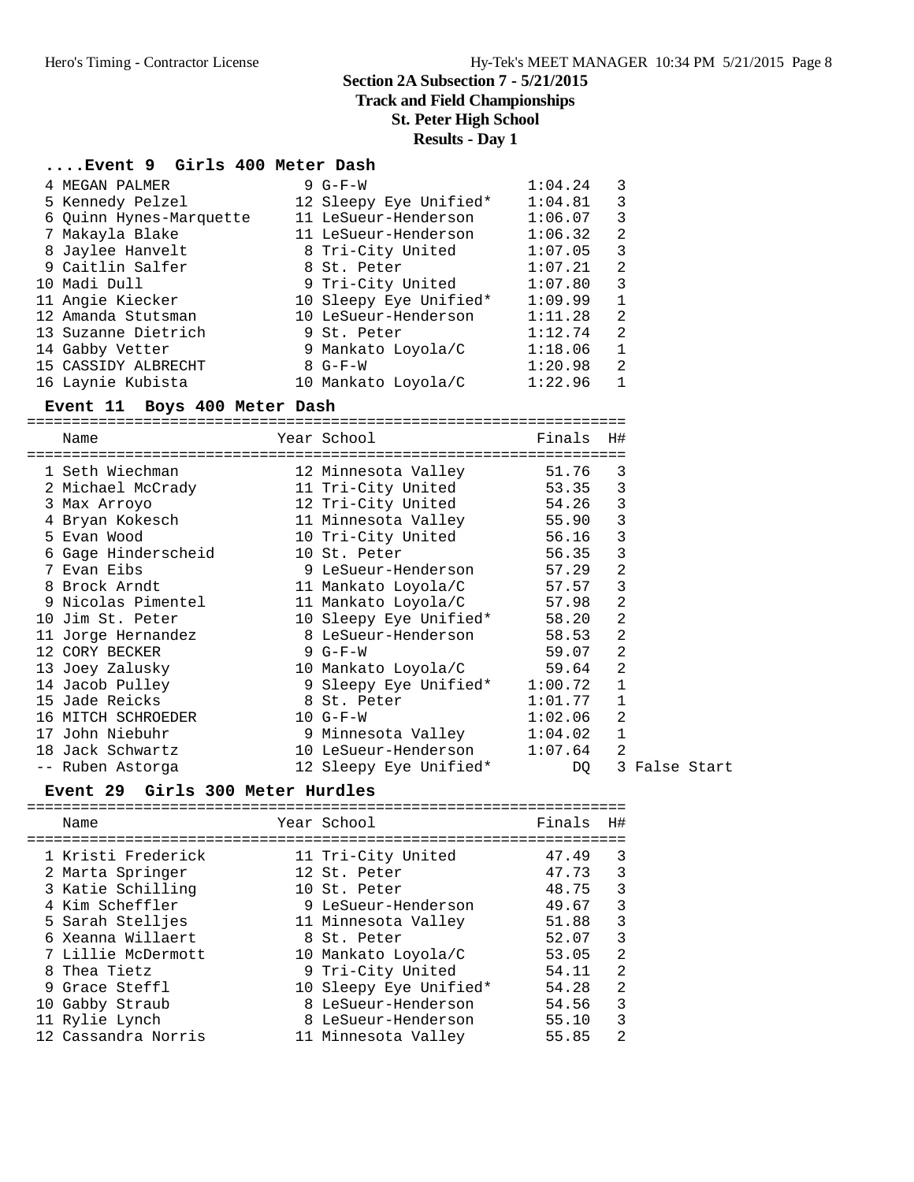# Section 2A Subsection 7 - 5/21/2015
## Track and Field Championships
## St. Peter High School
## Results - Day 1

### ....Event 9 Girls 400 Meter Dash

| Place | Name | Year | School | Finals | H# |
|---|---|---|---|---|---|
| 4 | MEGAN PALMER | 9 | G-F-W | 1:04.24 | 3 |
| 5 | Kennedy Pelzel | 12 | Sleepy Eye Unified* | 1:04.81 | 3 |
| 6 | Quinn Hynes-Marquette | 11 | LeSueur-Henderson | 1:06.07 | 3 |
| 7 | Makayla Blake | 11 | LeSueur-Henderson | 1:06.32 | 2 |
| 8 | Jaylee Hanvelt | 8 | Tri-City United | 1:07.05 | 3 |
| 9 | Caitlin Salfer | 8 | St. Peter | 1:07.21 | 2 |
| 10 | Madi Dull | 9 | Tri-City United | 1:07.80 | 3 |
| 11 | Angie Kiecker | 10 | Sleepy Eye Unified* | 1:09.99 | 1 |
| 12 | Amanda Stutsman | 10 | LeSueur-Henderson | 1:11.28 | 2 |
| 13 | Suzanne Dietrich | 9 | St. Peter | 1:12.74 | 2 |
| 14 | Gabby Vetter | 9 | Mankato Loyola/C | 1:18.06 | 1 |
| 15 | CASSIDY ALBRECHT | 8 | G-F-W | 1:20.98 | 2 |
| 16 | Laynie Kubista | 10 | Mankato Loyola/C | 1:22.96 | 1 |

### Event 11 Boys 400 Meter Dash

| Place | Name | Year | School | Finals | H# | |
|---|---|---|---|---|---|---|
| 1 | Seth Wiechman | 12 | Minnesota Valley | 51.76 | 3 | |
| 2 | Michael McCrady | 11 | Tri-City United | 53.35 | 3 | |
| 3 | Max Arroyo | 12 | Tri-City United | 54.26 | 3 | |
| 4 | Bryan Kokesch | 11 | Minnesota Valley | 55.90 | 3 | |
| 5 | Evan Wood | 10 | Tri-City United | 56.16 | 3 | |
| 6 | Gage Hinderscheid | 10 | St. Peter | 56.35 | 3 | |
| 7 | Evan Eibs | 9 | LeSueur-Henderson | 57.29 | 2 | |
| 8 | Brock Arndt | 11 | Mankato Loyola/C | 57.57 | 3 | |
| 9 | Nicolas Pimentel | 11 | Mankato Loyola/C | 57.98 | 2 | |
| 10 | Jim St. Peter | 10 | Sleepy Eye Unified* | 58.20 | 2 | |
| 11 | Jorge Hernandez | 8 | LeSueur-Henderson | 58.53 | 2 | |
| 12 | CORY BECKER | 9 | G-F-W | 59.07 | 2 | |
| 13 | Joey Zalusky | 10 | Mankato Loyola/C | 59.64 | 2 | |
| 14 | Jacob Pulley | 9 | Sleepy Eye Unified* | 1:00.72 | 1 | |
| 15 | Jade Reicks | 8 | St. Peter | 1:01.77 | 1 | |
| 16 | MITCH SCHROEDER | 10 | G-F-W | 1:02.06 | 2 | |
| 17 | John Niebuhr | 9 | Minnesota Valley | 1:04.02 | 1 | |
| 18 | Jack Schwartz | 10 | LeSueur-Henderson | 1:07.64 | 2 | |
| -- | Ruben Astorga | 12 | Sleepy Eye Unified* | DQ | 3 | False Start |

### Event 29 Girls 300 Meter Hurdles

| Place | Name | Year | School | Finals | H# |
|---|---|---|---|---|---|
| 1 | Kristi Frederick | 11 | Tri-City United | 47.49 | 3 |
| 2 | Marta Springer | 12 | St. Peter | 47.73 | 3 |
| 3 | Katie Schilling | 10 | St. Peter | 48.75 | 3 |
| 4 | Kim Scheffler | 9 | LeSueur-Henderson | 49.67 | 3 |
| 5 | Sarah Stelljes | 11 | Minnesota Valley | 51.88 | 3 |
| 6 | Xeanna Willaert | 8 | St. Peter | 52.07 | 3 |
| 7 | Lillie McDermott | 10 | Mankato Loyola/C | 53.05 | 2 |
| 8 | Thea Tietz | 9 | Tri-City United | 54.11 | 2 |
| 9 | Grace Steffl | 10 | Sleepy Eye Unified* | 54.28 | 2 |
| 10 | Gabby Straub | 8 | LeSueur-Henderson | 54.56 | 3 |
| 11 | Rylie Lynch | 8 | LeSueur-Henderson | 55.10 | 3 |
| 12 | Cassandra Norris | 11 | Minnesota Valley | 55.85 | 2 |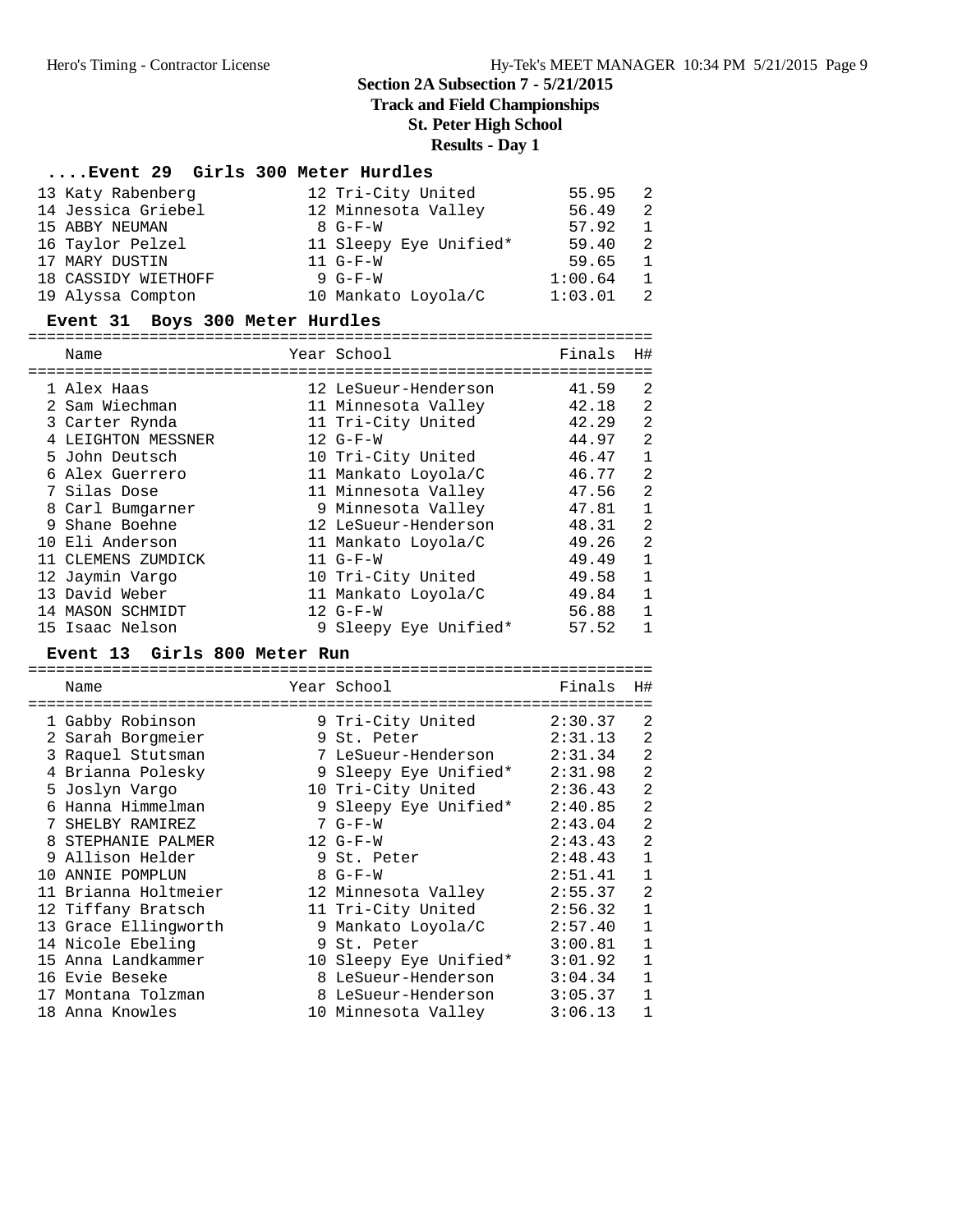# Section 2A Subsection 7 - 5/21/2015

## Track and Field Championships

## St. Peter High School

## Results - Day 1

### ....Event 29 Girls 300 Meter Hurdles

| Place | Name | Year | School | Finals | H# |
|---|---|---|---|---|---|
| 13 | Katy Rabenberg | 12 | Tri-City United | 55.95 | 2 |
| 14 | Jessica Griebel | 12 | Minnesota Valley | 56.49 | 2 |
| 15 | ABBY NEUMAN | 8 | G-F-W | 57.92 | 1 |
| 16 | Taylor Pelzel | 11 | Sleepy Eye Unified* | 59.40 | 2 |
| 17 | MARY DUSTIN | 11 | G-F-W | 59.65 | 1 |
| 18 | CASSIDY WIETHOFF | 9 | G-F-W | 1:00.64 | 1 |
| 19 | Alyssa Compton | 10 | Mankato Loyola/C | 1:03.01 | 2 |

### Event 31 Boys 300 Meter Hurdles

| Place | Name | Year | School | Finals | H# |
|---|---|---|---|---|---|
| 1 | Alex Haas | 12 | LeSueur-Henderson | 41.59 | 2 |
| 2 | Sam Wiechman | 11 | Minnesota Valley | 42.18 | 2 |
| 3 | Carter Rynda | 11 | Tri-City United | 42.29 | 2 |
| 4 | LEIGHTON MESSNER | 12 | G-F-W | 44.97 | 2 |
| 5 | John Deutsch | 10 | Tri-City United | 46.47 | 1 |
| 6 | Alex Guerrero | 11 | Mankato Loyola/C | 46.77 | 2 |
| 7 | Silas Dose | 11 | Minnesota Valley | 47.56 | 2 |
| 8 | Carl Bumgarner | 9 | Minnesota Valley | 47.81 | 1 |
| 9 | Shane Boehne | 12 | LeSueur-Henderson | 48.31 | 2 |
| 10 | Eli Anderson | 11 | Mankato Loyola/C | 49.26 | 2 |
| 11 | CLEMENS ZUMDICK | 11 | G-F-W | 49.49 | 1 |
| 12 | Jaymin Vargo | 10 | Tri-City United | 49.58 | 1 |
| 13 | David Weber | 11 | Mankato Loyola/C | 49.84 | 1 |
| 14 | MASON SCHMIDT | 12 | G-F-W | 56.88 | 1 |
| 15 | Isaac Nelson | 9 | Sleepy Eye Unified* | 57.52 | 1 |

### Event 13 Girls 800 Meter Run

| Place | Name | Year | School | Finals | H# |
|---|---|---|---|---|---|
| 1 | Gabby Robinson | 9 | Tri-City United | 2:30.37 | 2 |
| 2 | Sarah Borgmeier | 9 | St. Peter | 2:31.13 | 2 |
| 3 | Raquel Stutsman | 7 | LeSueur-Henderson | 2:31.34 | 2 |
| 4 | Brianna Polesky | 9 | Sleepy Eye Unified* | 2:31.98 | 2 |
| 5 | Joslyn Vargo | 10 | Tri-City United | 2:36.43 | 2 |
| 6 | Hanna Himmelman | 9 | Sleepy Eye Unified* | 2:40.85 | 2 |
| 7 | SHELBY RAMIREZ | 7 | G-F-W | 2:43.04 | 2 |
| 8 | STEPHANIE PALMER | 12 | G-F-W | 2:43.43 | 2 |
| 9 | Allison Helder | 9 | St. Peter | 2:48.43 | 1 |
| 10 | ANNIE POMPLUN | 8 | G-F-W | 2:51.41 | 1 |
| 11 | Brianna Holtmeier | 12 | Minnesota Valley | 2:55.37 | 2 |
| 12 | Tiffany Bratsch | 11 | Tri-City United | 2:56.32 | 1 |
| 13 | Grace Ellingworth | 9 | Mankato Loyola/C | 2:57.40 | 1 |
| 14 | Nicole Ebeling | 9 | St. Peter | 3:00.81 | 1 |
| 15 | Anna Landkammer | 10 | Sleepy Eye Unified* | 3:01.92 | 1 |
| 16 | Evie Beseke | 8 | LeSueur-Henderson | 3:04.34 | 1 |
| 17 | Montana Tolzman | 8 | LeSueur-Henderson | 3:05.37 | 1 |
| 18 | Anna Knowles | 10 | Minnesota Valley | 3:06.13 | 1 |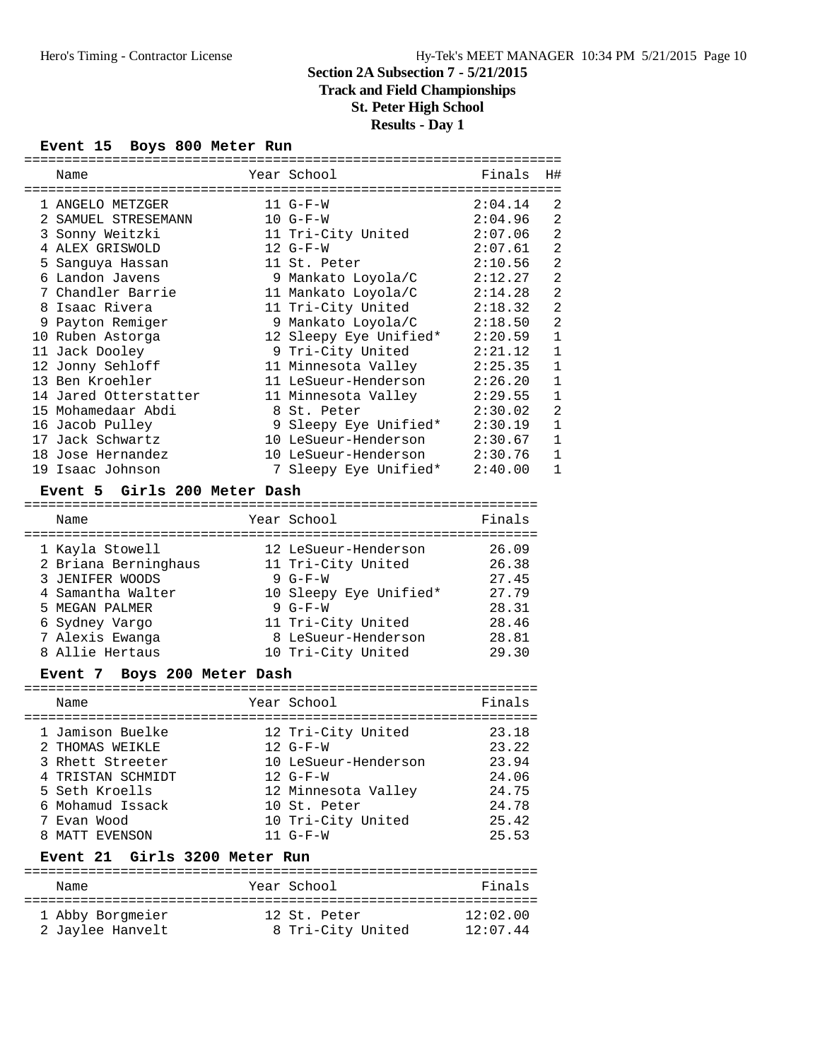# Section 2A Subsection 7 - 5/21/2015
## Track and Field Championships
## St. Peter High School
## Results - Day 1

### Event 15 Boys 800 Meter Run

| | Name | Year | School | Finals | H# |
|---|---|---|---|---|---|
| 1 | ANGELO METZGER | 11 | G-F-W | 2:04.14 | 2 |
| 2 | SAMUEL STRESEMANN | 10 | G-F-W | 2:04.96 | 2 |
| 3 | Sonny Weitzki | 11 | Tri-City United | 2:07.06 | 2 |
| 4 | ALEX GRISWOLD | 12 | G-F-W | 2:07.61 | 2 |
| 5 | Sanguya Hassan | 11 | St. Peter | 2:10.56 | 2 |
| 6 | Landon Javens | 9 | Mankato Loyola/C | 2:12.27 | 2 |
| 7 | Chandler Barrie | 11 | Mankato Loyola/C | 2:14.28 | 2 |
| 8 | Isaac Rivera | 11 | Tri-City United | 2:18.32 | 2 |
| 9 | Payton Remiger | 9 | Mankato Loyola/C | 2:18.50 | 2 |
| 10 | Ruben Astorga | 12 | Sleepy Eye Unified* | 2:20.59 | 1 |
| 11 | Jack Dooley | 9 | Tri-City United | 2:21.12 | 1 |
| 12 | Jonny Sehloff | 11 | Minnesota Valley | 2:25.35 | 1 |
| 13 | Ben Kroehler | 11 | LeSueur-Henderson | 2:26.20 | 1 |
| 14 | Jared Otterstatter | 11 | Minnesota Valley | 2:29.55 | 1 |
| 15 | Mohamedaar Abdi | 8 | St. Peter | 2:30.02 | 2 |
| 16 | Jacob Pulley | 9 | Sleepy Eye Unified* | 2:30.19 | 1 |
| 17 | Jack Schwartz | 10 | LeSueur-Henderson | 2:30.67 | 1 |
| 18 | Jose Hernandez | 10 | LeSueur-Henderson | 2:30.76 | 1 |
| 19 | Isaac Johnson | 7 | Sleepy Eye Unified* | 2:40.00 | 1 |

### Event 5 Girls 200 Meter Dash

| | Name | Year | School | Finals |
|---|---|---|---|---|
| 1 | Kayla Stowell | 12 | LeSueur-Henderson | 26.09 |
| 2 | Briana Berninghaus | 11 | Tri-City United | 26.38 |
| 3 | JENIFER WOODS | 9 | G-F-W | 27.45 |
| 4 | Samantha Walter | 10 | Sleepy Eye Unified* | 27.79 |
| 5 | MEGAN PALMER | 9 | G-F-W | 28.31 |
| 6 | Sydney Vargo | 11 | Tri-City United | 28.46 |
| 7 | Alexis Ewanga | 8 | LeSueur-Henderson | 28.81 |
| 8 | Allie Hertaus | 10 | Tri-City United | 29.30 |

### Event 7 Boys 200 Meter Dash

| | Name | Year | School | Finals |
|---|---|---|---|---|
| 1 | Jamison Buelke | 12 | Tri-City United | 23.18 |
| 2 | THOMAS WEIKLE | 12 | G-F-W | 23.22 |
| 3 | Rhett Streeter | 10 | LeSueur-Henderson | 23.94 |
| 4 | TRISTAN SCHMIDT | 12 | G-F-W | 24.06 |
| 5 | Seth Kroells | 12 | Minnesota Valley | 24.75 |
| 6 | Mohamud Issack | 10 | St. Peter | 24.78 |
| 7 | Evan Wood | 10 | Tri-City United | 25.42 |
| 8 | MATT EVENSON | 11 | G-F-W | 25.53 |

### Event 21 Girls 3200 Meter Run

| | Name | Year | School | Finals |
|---|---|---|---|---|
| 1 | Abby Borgmeier | 12 | St. Peter | 12:02.00 |
| 2 | Jaylee Hanvelt | 8 | Tri-City United | 12:07.44 |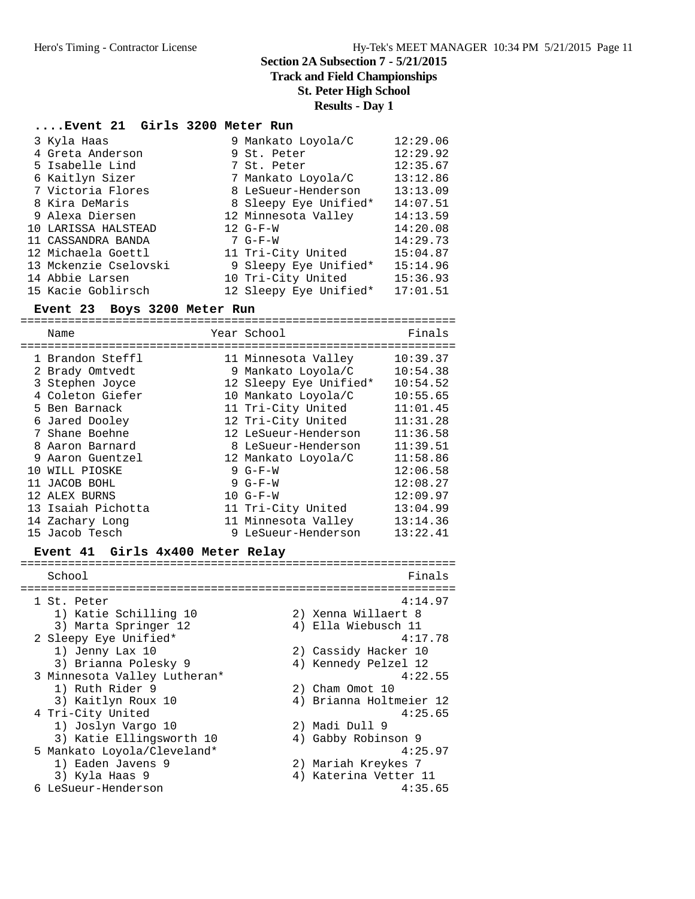## Section 2A Subsection 7 - 5/21/2015
## Track and Field Championships
## St. Peter High School
## Results - Day 1

### ....Event 21 Girls 3200 Meter Run

| Place | Name | Year | School | Finals |
|---|---|---|---|---|
| 3 | Kyla Haas | 9 | Mankato Loyola/C | 12:29.06 |
| 4 | Greta Anderson | 9 | St. Peter | 12:29.92 |
| 5 | Isabelle Lind | 7 | St. Peter | 12:35.67 |
| 6 | Kaitlyn Sizer | 7 | Mankato Loyola/C | 13:12.86 |
| 7 | Victoria Flores | 8 | LeSueur-Henderson | 13:13.09 |
| 8 | Kira DeMaris | 8 | Sleepy Eye Unified* | 14:07.51 |
| 9 | Alexa Diersen | 12 | Minnesota Valley | 14:13.59 |
| 10 | LARISSA HALSTEAD | 12 | G-F-W | 14:20.08 |
| 11 | CASSANDRA BANDA | 7 | G-F-W | 14:29.73 |
| 12 | Michaela Goettl | 11 | Tri-City United | 15:04.87 |
| 13 | Mckenzie Cselovski | 9 | Sleepy Eye Unified* | 15:14.96 |
| 14 | Abbie Larsen | 10 | Tri-City United | 15:36.93 |
| 15 | Kacie Goblirsch | 12 | Sleepy Eye Unified* | 17:01.51 |

### Event 23 Boys 3200 Meter Run

| Place | Name | Year | School | Finals |
|---|---|---|---|---|
| 1 | Brandon Steffl | 11 | Minnesota Valley | 10:39.37 |
| 2 | Brady Omtvedt | 9 | Mankato Loyola/C | 10:54.38 |
| 3 | Stephen Joyce | 12 | Sleepy Eye Unified* | 10:54.52 |
| 4 | Coleton Giefer | 10 | Mankato Loyola/C | 10:55.65 |
| 5 | Ben Barnack | 11 | Tri-City United | 11:01.45 |
| 6 | Jared Dooley | 12 | Tri-City United | 11:31.28 |
| 7 | Shane Boehne | 12 | LeSueur-Henderson | 11:36.58 |
| 8 | Aaron Barnard | 8 | LeSueur-Henderson | 11:39.51 |
| 9 | Aaron Guentzel | 12 | Mankato Loyola/C | 11:58.86 |
| 10 | WILL PIOSKE | 9 | G-F-W | 12:06.58 |
| 11 | JACOB BOHL | 9 | G-F-W | 12:08.27 |
| 12 | ALEX BURNS | 10 | G-F-W | 12:09.97 |
| 13 | Isaiah Pichotta | 11 | Tri-City United | 13:04.99 |
| 14 | Zachary Long | 11 | Minnesota Valley | 13:14.36 |
| 15 | Jacob Tesch | 9 | LeSueur-Henderson | 13:22.41 |

### Event 41 Girls 4x400 Meter Relay

| Place | School | Finals |
|---|---|---|
| 1 | St. Peter | 4:14.97 |
| | 1) Katie Schilling 10; 2) Xenna Willaert 8; 3) Marta Springer 12; 4) Ella Wiebusch 11 | |
| 2 | Sleepy Eye Unified* | 4:17.78 |
| | 1) Jenny Lax 10; 2) Cassidy Hacker 10; 3) Brianna Polesky 9; 4) Kennedy Pelzel 12 | |
| 3 | Minnesota Valley Lutheran* | 4:22.55 |
| | 1) Ruth Rider 9; 2) Cham Omot 10; 3) Kaitlyn Roux 10; 4) Brianna Holtmeier 12 | |
| 4 | Tri-City United | 4:25.65 |
| | 1) Joslyn Vargo 10; 2) Madi Dull 9; 3) Katie Ellingsworth 10; 4) Gabby Robinson 9 | |
| 5 | Mankato Loyola/Cleveland* | 4:25.97 |
| | 1) Eaden Javens 9; 2) Mariah Kreykes 7; 3) Kyla Haas 9; 4) Katerina Vetter 11 | |
| 6 | LeSueur-Henderson | 4:35.65 |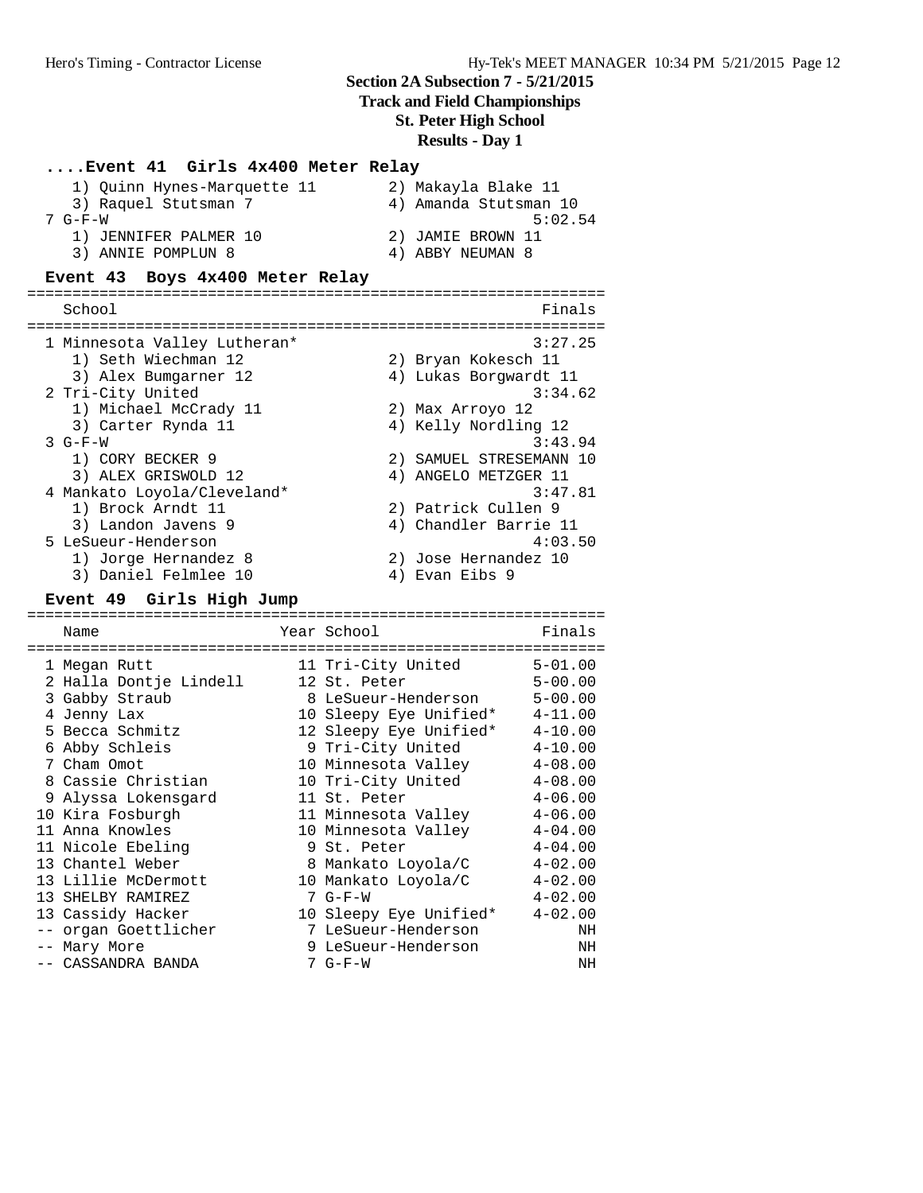## Section 2A Subsection 7 - 5/21/2015
**Track and Field Championships**
**St. Peter High School**
**Results - Day 1**

### ....Event 41 Girls 4x400 Meter Relay

1) Quinn Hynes-Marquette 11 &nbsp;&nbsp; 2) Makayla Blake 11
3) Raquel Stutsman 7 &nbsp;&nbsp; 4) Amanda Stutsman 10

7 G-F-W — 5:02.54
1) JENNIFER PALMER 10 &nbsp;&nbsp; 2) JAMIE BROWN 11
3) ANNIE POMPLUN 8 &nbsp;&nbsp; 4) ABBY NEUMAN 8

### Event 43 Boys 4x400 Meter Relay

| School | Finals |
|---|---|
| 1 Minnesota Valley Lutheran* | 3:27.25 |
| 1) Seth Wiechman 12; 2) Bryan Kokesch 11; 3) Alex Bumgarner 12; 4) Lukas Borgwardt 11 | |
| 2 Tri-City United | 3:34.62 |
| 1) Michael McCrady 11; 2) Max Arroyo 12; 3) Carter Rynda 11; 4) Kelly Nordling 12 | |
| 3 G-F-W | 3:43.94 |
| 1) CORY BECKER 9; 2) SAMUEL STRESEMANN 10; 3) ALEX GRISWOLD 12; 4) ANGELO METZGER 11 | |
| 4 Mankato Loyola/Cleveland* | 3:47.81 |
| 1) Brock Arndt 11; 2) Patrick Cullen 9; 3) Landon Javens 9; 4) Chandler Barrie 11 | |
| 5 LeSueur-Henderson | 4:03.50 |
| 1) Jorge Hernandez 8; 2) Jose Hernandez 10; 3) Daniel Felmlee 10; 4) Evan Eibs 9 | |

### Event 49 Girls High Jump

| Place | Name | Year | School | Finals |
|---|---|---|---|---|
| 1 | Megan Rutt | 11 | Tri-City United | 5-01.00 |
| 2 | Halla Dontje Lindell | 12 | St. Peter | 5-00.00 |
| 3 | Gabby Straub | 8 | LeSueur-Henderson | 5-00.00 |
| 4 | Jenny Lax | 10 | Sleepy Eye Unified* | 4-11.00 |
| 5 | Becca Schmitz | 12 | Sleepy Eye Unified* | 4-10.00 |
| 6 | Abby Schleis | 9 | Tri-City United | 4-10.00 |
| 7 | Cham Omot | 10 | Minnesota Valley | 4-08.00 |
| 8 | Cassie Christian | 10 | Tri-City United | 4-08.00 |
| 9 | Alyssa Lokensgard | 11 | St. Peter | 4-06.00 |
| 10 | Kira Fosburgh | 11 | Minnesota Valley | 4-06.00 |
| 11 | Anna Knowles | 10 | Minnesota Valley | 4-04.00 |
| 11 | Nicole Ebeling | 9 | St. Peter | 4-04.00 |
| 13 | Chantel Weber | 8 | Mankato Loyola/C | 4-02.00 |
| 13 | Lillie McDermott | 10 | Mankato Loyola/C | 4-02.00 |
| 13 | SHELBY RAMIREZ | 7 | G-F-W | 4-02.00 |
| 13 | Cassidy Hacker | 10 | Sleepy Eye Unified* | 4-02.00 |
| -- | organ Goettlicher | 7 | LeSueur-Henderson | NH |
| -- | Mary More | 9 | LeSueur-Henderson | NH |
| -- | CASSANDRA BANDA | 7 | G-F-W | NH |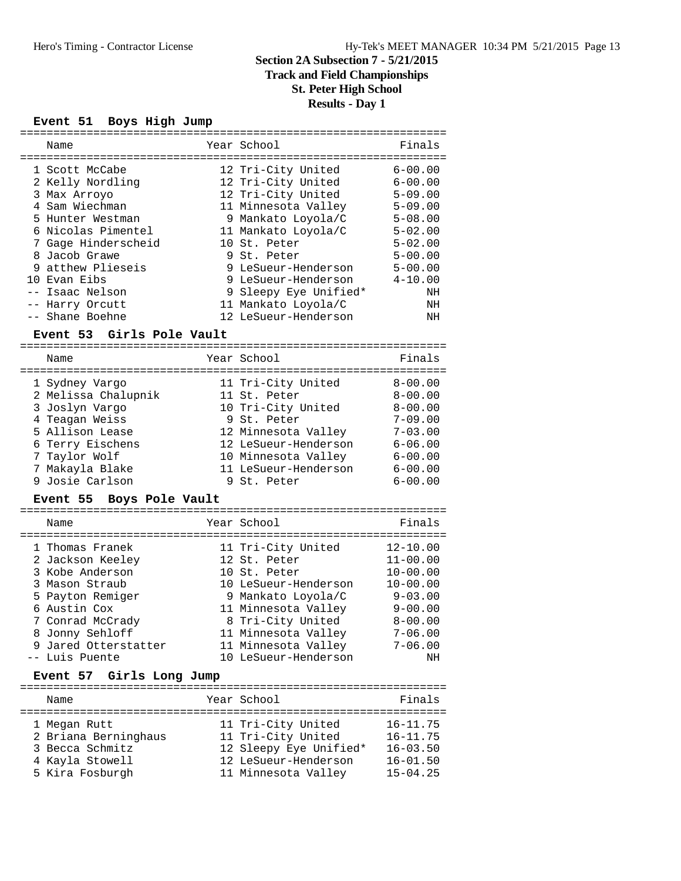Hero's Timing - Contractor License

# Section 2A Subsection 7 - 5/21/2015
## Track and Field Championships
## St. Peter High School
## Results - Day 1

### Event 51 Boys High Jump

| Place | Name | Year | School | Finals |
|---|---|---|---|---|
| 1 | Scott McCabe | 12 | Tri-City United | 6-00.00 |
| 2 | Kelly Nordling | 12 | Tri-City United | 6-00.00 |
| 3 | Max Arroyo | 12 | Tri-City United | 5-09.00 |
| 4 | Sam Wiechman | 11 | Minnesota Valley | 5-09.00 |
| 5 | Hunter Westman | 9 | Mankato Loyola/C | 5-08.00 |
| 6 | Nicolas Pimentel | 11 | Mankato Loyola/C | 5-02.00 |
| 7 | Gage Hinderscheid | 10 | St. Peter | 5-02.00 |
| 8 | Jacob Grawe | 9 | St. Peter | 5-00.00 |
| 9 | atthew Plieseis | 9 | LeSueur-Henderson | 5-00.00 |
| 10 | Evan Eibs | 9 | LeSueur-Henderson | 4-10.00 |
| -- | Isaac Nelson | 9 | Sleepy Eye Unified* | NH |
| -- | Harry Orcutt | 11 | Mankato Loyola/C | NH |
| -- | Shane Boehne | 12 | LeSueur-Henderson | NH |

### Event 53 Girls Pole Vault

| Place | Name | Year | School | Finals |
|---|---|---|---|---|
| 1 | Sydney Vargo | 11 | Tri-City United | 8-00.00 |
| 2 | Melissa Chalupnik | 11 | St. Peter | 8-00.00 |
| 3 | Joslyn Vargo | 10 | Tri-City United | 8-00.00 |
| 4 | Teagan Weiss | 9 | St. Peter | 7-09.00 |
| 5 | Allison Lease | 12 | Minnesota Valley | 7-03.00 |
| 6 | Terry Eischens | 12 | LeSueur-Henderson | 6-06.00 |
| 7 | Taylor Wolf | 10 | Minnesota Valley | 6-00.00 |
| 7 | Makayla Blake | 11 | LeSueur-Henderson | 6-00.00 |
| 9 | Josie Carlson | 9 | St. Peter | 6-00.00 |

### Event 55 Boys Pole Vault

| Place | Name | Year | School | Finals |
|---|---|---|---|---|
| 1 | Thomas Franek | 11 | Tri-City United | 12-10.00 |
| 2 | Jackson Keeley | 12 | St. Peter | 11-00.00 |
| 3 | Kobe Anderson | 10 | St. Peter | 10-00.00 |
| 3 | Mason Straub | 10 | LeSueur-Henderson | 10-00.00 |
| 5 | Payton Remiger | 9 | Mankato Loyola/C | 9-03.00 |
| 6 | Austin Cox | 11 | Minnesota Valley | 9-00.00 |
| 7 | Conrad McCrady | 8 | Tri-City United | 8-00.00 |
| 8 | Jonny Sehloff | 11 | Minnesota Valley | 7-06.00 |
| 9 | Jared Otterstatter | 11 | Minnesota Valley | 7-06.00 |
| -- | Luis Puente | 10 | LeSueur-Henderson | NH |

### Event 57 Girls Long Jump

| Place | Name | Year | School | Finals |
|---|---|---|---|---|
| 1 | Megan Rutt | 11 | Tri-City United | 16-11.75 |
| 2 | Briana Berninghaus | 11 | Tri-City United | 16-11.75 |
| 3 | Becca Schmitz | 12 | Sleepy Eye Unified* | 16-03.50 |
| 4 | Kayla Stowell | 12 | LeSueur-Henderson | 16-01.50 |
| 5 | Kira Fosburgh | 11 | Minnesota Valley | 15-04.25 |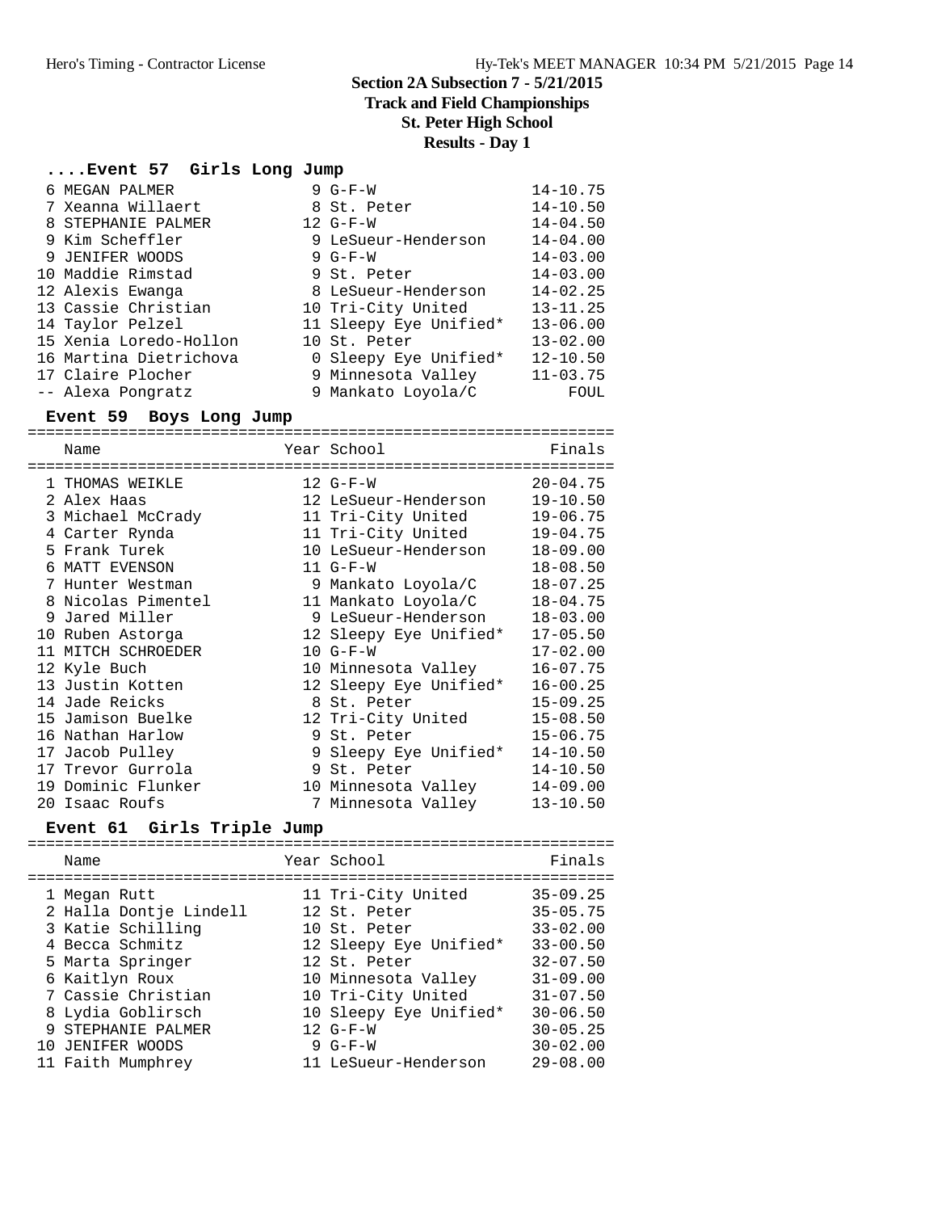# Section 2A Subsection 7 - 5/21/2015
## Track and Field Championships
## St. Peter High School
## Results - Day 1

### ....Event 57 Girls Long Jump

| Place | Name | Year | School | Finals |
|---|---|---|---|---|
| 6 | MEGAN PALMER | 9 | G-F-W | 14-10.75 |
| 7 | Xeanna Willaert | 8 | St. Peter | 14-10.50 |
| 8 | STEPHANIE PALMER | 12 | G-F-W | 14-04.50 |
| 9 | Kim Scheffler | 9 | LeSueur-Henderson | 14-04.00 |
| 9 | JENIFER WOODS | 9 | G-F-W | 14-03.00 |
| 10 | Maddie Rimstad | 9 | St. Peter | 14-03.00 |
| 12 | Alexis Ewanga | 8 | LeSueur-Henderson | 14-02.25 |
| 13 | Cassie Christian | 10 | Tri-City United | 13-11.25 |
| 14 | Taylor Pelzel | 11 | Sleepy Eye Unified* | 13-06.00 |
| 15 | Xenia Loredo-Hollon | 10 | St. Peter | 13-02.00 |
| 16 | Martina Dietrichova | 0 | Sleepy Eye Unified* | 12-10.50 |
| 17 | Claire Plocher | 9 | Minnesota Valley | 11-03.75 |
| -- | Alexa Pongratz | 9 | Mankato Loyola/C | FOUL |

### Event 59 Boys Long Jump

| Place | Name | Year | School | Finals |
|---|---|---|---|---|
| 1 | THOMAS WEIKLE | 12 | G-F-W | 20-04.75 |
| 2 | Alex Haas | 12 | LeSueur-Henderson | 19-10.50 |
| 3 | Michael McCrady | 11 | Tri-City United | 19-06.75 |
| 4 | Carter Rynda | 11 | Tri-City United | 19-04.75 |
| 5 | Frank Turek | 10 | LeSueur-Henderson | 18-09.00 |
| 6 | MATT EVENSON | 11 | G-F-W | 18-08.50 |
| 7 | Hunter Westman | 9 | Mankato Loyola/C | 18-07.25 |
| 8 | Nicolas Pimentel | 11 | Mankato Loyola/C | 18-04.75 |
| 9 | Jared Miller | 9 | LeSueur-Henderson | 18-03.00 |
| 10 | Ruben Astorga | 12 | Sleepy Eye Unified* | 17-05.50 |
| 11 | MITCH SCHROEDER | 10 | G-F-W | 17-02.00 |
| 12 | Kyle Buch | 10 | Minnesota Valley | 16-07.75 |
| 13 | Justin Kotten | 12 | Sleepy Eye Unified* | 16-00.25 |
| 14 | Jade Reicks | 8 | St. Peter | 15-09.25 |
| 15 | Jamison Buelke | 12 | Tri-City United | 15-08.50 |
| 16 | Nathan Harlow | 9 | St. Peter | 15-06.75 |
| 17 | Jacob Pulley | 9 | Sleepy Eye Unified* | 14-10.50 |
| 17 | Trevor Gurrola | 9 | St. Peter | 14-10.50 |
| 19 | Dominic Flunker | 10 | Minnesota Valley | 14-09.00 |
| 20 | Isaac Roufs | 7 | Minnesota Valley | 13-10.50 |

### Event 61 Girls Triple Jump

| Place | Name | Year | School | Finals |
|---|---|---|---|---|
| 1 | Megan Rutt | 11 | Tri-City United | 35-09.25 |
| 2 | Halla Dontje Lindell | 12 | St. Peter | 35-05.75 |
| 3 | Katie Schilling | 10 | St. Peter | 33-02.00 |
| 4 | Becca Schmitz | 12 | Sleepy Eye Unified* | 33-00.50 |
| 5 | Marta Springer | 12 | St. Peter | 32-07.50 |
| 6 | Kaitlyn Roux | 10 | Minnesota Valley | 31-09.00 |
| 7 | Cassie Christian | 10 | Tri-City United | 31-07.50 |
| 8 | Lydia Goblirsch | 10 | Sleepy Eye Unified* | 30-06.50 |
| 9 | STEPHANIE PALMER | 12 | G-F-W | 30-05.25 |
| 10 | JENIFER WOODS | 9 | G-F-W | 30-02.00 |
| 11 | Faith Mumphrey | 11 | LeSueur-Henderson | 29-08.00 |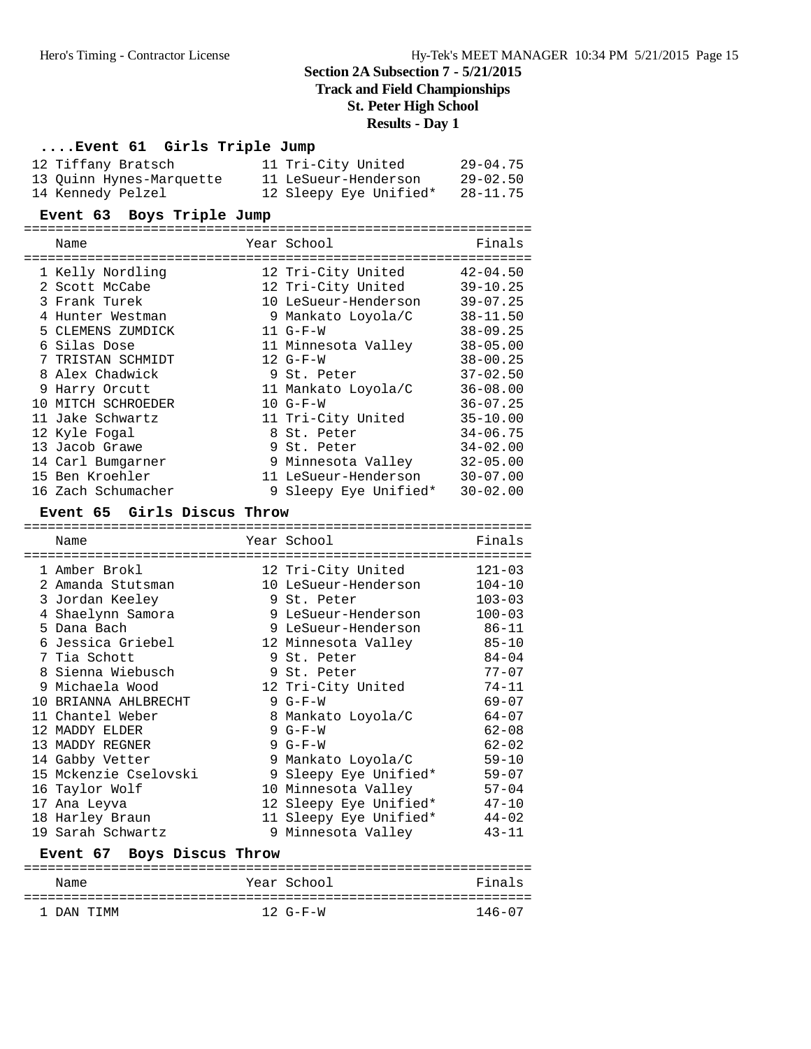# Section 2A Subsection 7 - 5/21/2015

## Track and Field Championships

## St. Peter High School

## Results - Day 1

### ....Event 61 Girls Triple Jump

| | Name | Year | School | Finals |
|---|---|---|---|---|
| 12 | Tiffany Bratsch | 11 | Tri-City United | 29-04.75 |
| 13 | Quinn Hynes-Marquette | 11 | LeSueur-Henderson | 29-02.50 |
| 14 | Kennedy Pelzel | 12 | Sleepy Eye Unified* | 28-11.75 |

### Event 63 Boys Triple Jump

| | Name | Year | School | Finals |
|---|---|---|---|---|
| 1 | Kelly Nordling | 12 | Tri-City United | 42-04.50 |
| 2 | Scott McCabe | 12 | Tri-City United | 39-10.25 |
| 3 | Frank Turek | 10 | LeSueur-Henderson | 39-07.25 |
| 4 | Hunter Westman | 9 | Mankato Loyola/C | 38-11.50 |
| 5 | CLEMENS ZUMDICK | 11 | G-F-W | 38-09.25 |
| 6 | Silas Dose | 11 | Minnesota Valley | 38-05.00 |
| 7 | TRISTAN SCHMIDT | 12 | G-F-W | 38-00.25 |
| 8 | Alex Chadwick | 9 | St. Peter | 37-02.50 |
| 9 | Harry Orcutt | 11 | Mankato Loyola/C | 36-08.00 |
| 10 | MITCH SCHROEDER | 10 | G-F-W | 36-07.25 |
| 11 | Jake Schwartz | 11 | Tri-City United | 35-10.00 |
| 12 | Kyle Fogal | 8 | St. Peter | 34-06.75 |
| 13 | Jacob Grawe | 9 | St. Peter | 34-02.00 |
| 14 | Carl Bumgarner | 9 | Minnesota Valley | 32-05.00 |
| 15 | Ben Kroehler | 11 | LeSueur-Henderson | 30-07.00 |
| 16 | Zach Schumacher | 9 | Sleepy Eye Unified* | 30-02.00 |

### Event 65 Girls Discus Throw

| | Name | Year | School | Finals |
|---|---|---|---|---|
| 1 | Amber Brokl | 12 | Tri-City United | 121-03 |
| 2 | Amanda Stutsman | 10 | LeSueur-Henderson | 104-10 |
| 3 | Jordan Keeley | 9 | St. Peter | 103-03 |
| 4 | Shaelynn Samora | 9 | LeSueur-Henderson | 100-03 |
| 5 | Dana Bach | 9 | LeSueur-Henderson | 86-11 |
| 6 | Jessica Griebel | 12 | Minnesota Valley | 85-10 |
| 7 | Tia Schott | 9 | St. Peter | 84-04 |
| 8 | Sienna Wiebusch | 9 | St. Peter | 77-07 |
| 9 | Michaela Wood | 12 | Tri-City United | 74-11 |
| 10 | BRIANNA AHLBRECHT | 9 | G-F-W | 69-07 |
| 11 | Chantel Weber | 8 | Mankato Loyola/C | 64-07 |
| 12 | MADDY ELDER | 9 | G-F-W | 62-08 |
| 13 | MADDY REGNER | 9 | G-F-W | 62-02 |
| 14 | Gabby Vetter | 9 | Mankato Loyola/C | 59-10 |
| 15 | Mckenzie Cselovski | 9 | Sleepy Eye Unified* | 59-07 |
| 16 | Taylor Wolf | 10 | Minnesota Valley | 57-04 |
| 17 | Ana Leyva | 12 | Sleepy Eye Unified* | 47-10 |
| 18 | Harley Braun | 11 | Sleepy Eye Unified* | 44-02 |
| 19 | Sarah Schwartz | 9 | Minnesota Valley | 43-11 |

### Event 67 Boys Discus Throw

| | Name | Year | School | Finals |
|---|---|---|---|---|
| 1 | DAN TIMM | 12 | G-F-W | 146-07 |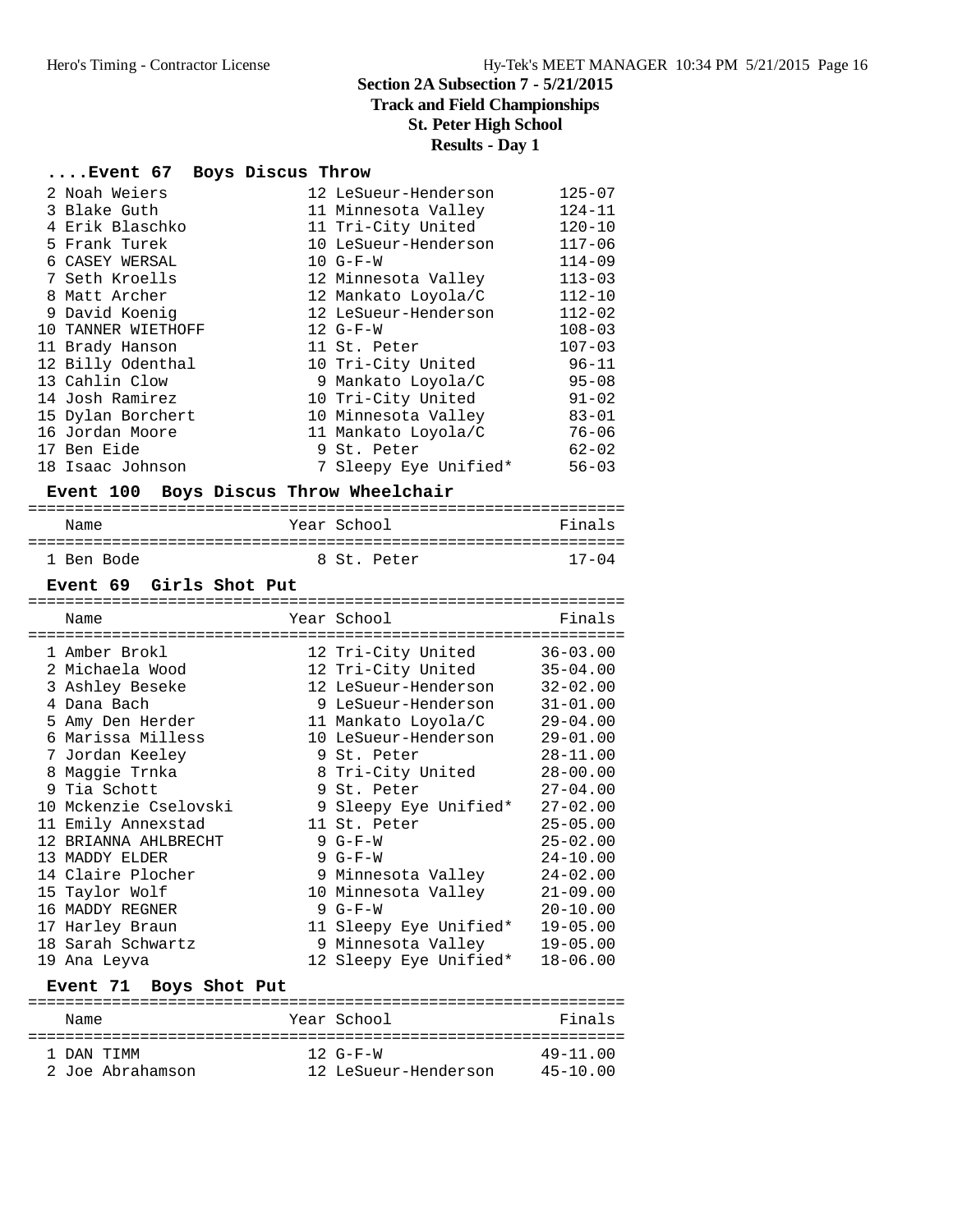## Section 2A Subsection 7 - 5/21/2015
## Track and Field Championships
## St. Peter High School
## Results - Day 1

### ....Event 67 Boys Discus Throw

| Name | Year | School | Finals |
|---|---|---|---|
| 2 Noah Weiers | 12 | LeSueur-Henderson | 125-07 |
| 3 Blake Guth | 11 | Minnesota Valley | 124-11 |
| 4 Erik Blaschko | 11 | Tri-City United | 120-10 |
| 5 Frank Turek | 10 | LeSueur-Henderson | 117-06 |
| 6 CASEY WERSAL | 10 | G-F-W | 114-09 |
| 7 Seth Kroells | 12 | Minnesota Valley | 113-03 |
| 8 Matt Archer | 12 | Mankato Loyola/C | 112-10 |
| 9 David Koenig | 12 | LeSueur-Henderson | 112-02 |
| 10 TANNER WIETHOFF | 12 | G-F-W | 108-03 |
| 11 Brady Hanson | 11 | St. Peter | 107-03 |
| 12 Billy Odenthal | 10 | Tri-City United | 96-11 |
| 13 Cahlin Clow | 9 | Mankato Loyola/C | 95-08 |
| 14 Josh Ramirez | 10 | Tri-City United | 91-02 |
| 15 Dylan Borchert | 10 | Minnesota Valley | 83-01 |
| 16 Jordan Moore | 11 | Mankato Loyola/C | 76-06 |
| 17 Ben Eide | 9 | St. Peter | 62-02 |
| 18 Isaac Johnson | 7 | Sleepy Eye Unified* | 56-03 |

### Event 100 Boys Discus Throw Wheelchair

| Name | Year | School | Finals |
|---|---|---|---|
| 1 Ben Bode | 8 | St. Peter | 17-04 |

### Event 69 Girls Shot Put

| Name | Year | School | Finals |
|---|---|---|---|
| 1 Amber Brokl | 12 | Tri-City United | 36-03.00 |
| 2 Michaela Wood | 12 | Tri-City United | 35-04.00 |
| 3 Ashley Beseke | 12 | LeSueur-Henderson | 32-02.00 |
| 4 Dana Bach | 9 | LeSueur-Henderson | 31-01.00 |
| 5 Amy Den Herder | 11 | Mankato Loyola/C | 29-04.00 |
| 6 Marissa Milless | 10 | LeSueur-Henderson | 29-01.00 |
| 7 Jordan Keeley | 9 | St. Peter | 28-11.00 |
| 8 Maggie Trnka | 8 | Tri-City United | 28-00.00 |
| 9 Tia Schott | 9 | St. Peter | 27-04.00 |
| 10 Mckenzie Cselovski | 9 | Sleepy Eye Unified* | 27-02.00 |
| 11 Emily Annexstad | 11 | St. Peter | 25-05.00 |
| 12 BRIANNA AHLBRECHT | 9 | G-F-W | 25-02.00 |
| 13 MADDY ELDER | 9 | G-F-W | 24-10.00 |
| 14 Claire Plocher | 9 | Minnesota Valley | 24-02.00 |
| 15 Taylor Wolf | 10 | Minnesota Valley | 21-09.00 |
| 16 MADDY REGNER | 9 | G-F-W | 20-10.00 |
| 17 Harley Braun | 11 | Sleepy Eye Unified* | 19-05.00 |
| 18 Sarah Schwartz | 9 | Minnesota Valley | 19-05.00 |
| 19 Ana Leyva | 12 | Sleepy Eye Unified* | 18-06.00 |

### Event 71 Boys Shot Put

| Name | Year | School | Finals |
|---|---|---|---|
| 1 DAN TIMM | 12 | G-F-W | 49-11.00 |
| 2 Joe Abrahamson | 12 | LeSueur-Henderson | 45-10.00 |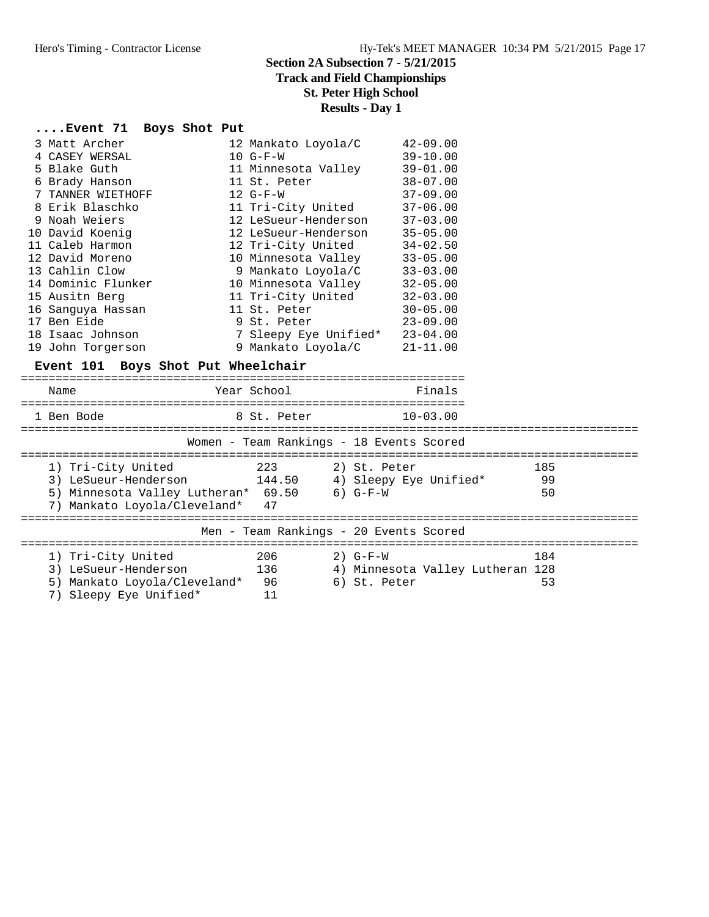## Section 2A Subsection 7 - 5/21/2015
## Track and Field Championships
## St. Peter High School
## Results - Day 1

### ....Event 71 Boys Shot Put

| | | | | |
|---|---|---|---|---|
| 3 | Matt Archer | 12 | Mankato Loyola/C | 42-09.00 |
| 4 | CASEY WERSAL | 10 | G-F-W | 39-10.00 |
| 5 | Blake Guth | 11 | Minnesota Valley | 39-01.00 |
| 6 | Brady Hanson | 11 | St. Peter | 38-07.00 |
| 7 | TANNER WIETHOFF | 12 | G-F-W | 37-09.00 |
| 8 | Erik Blaschko | 11 | Tri-City United | 37-06.00 |
| 9 | Noah Weiers | 12 | LeSueur-Henderson | 37-03.00 |
| 10 | David Koenig | 12 | LeSueur-Henderson | 35-05.00 |
| 11 | Caleb Harmon | 12 | Tri-City United | 34-02.50 |
| 12 | David Moreno | 10 | Minnesota Valley | 33-05.00 |
| 13 | Cahlin Clow | 9 | Mankato Loyola/C | 33-03.00 |
| 14 | Dominic Flunker | 10 | Minnesota Valley | 32-05.00 |
| 15 | Ausitn Berg | 11 | Tri-City United | 32-03.00 |
| 16 | Sanguya Hassan | 11 | St. Peter | 30-05.00 |
| 17 | Ben Eide | 9 | St. Peter | 23-09.00 |
| 18 | Isaac Johnson | 7 | Sleepy Eye Unified* | 23-04.00 |
| 19 | John Torgerson | 9 | Mankato Loyola/C | 21-11.00 |

### Event 101 Boys Shot Put Wheelchair

| | Name | Year | School | Finals |
|---|---|---|---|---|
| 1 | Ben Bode | 8 | St. Peter | 10-03.00 |

### Women - Team Rankings - 18 Events Scored

| | | | |
|---|---|---|---|
| 1) Tri-City United | 223 | 2) St. Peter | 185 |
| 3) LeSueur-Henderson | 144.50 | 4) Sleepy Eye Unified* | 99 |
| 5) Minnesota Valley Lutheran* | 69.50 | 6) G-F-W | 50 |
| 7) Mankato Loyola/Cleveland* | 47 | | |

### Men - Team Rankings - 20 Events Scored

| | | | |
|---|---|---|---|
| 1) Tri-City United | 206 | 2) G-F-W | 184 |
| 3) LeSueur-Henderson | 136 | 4) Minnesota Valley Lutheran | 128 |
| 5) Mankato Loyola/Cleveland* | 96 | 6) St. Peter | 53 |
| 7) Sleepy Eye Unified* | 11 | | |